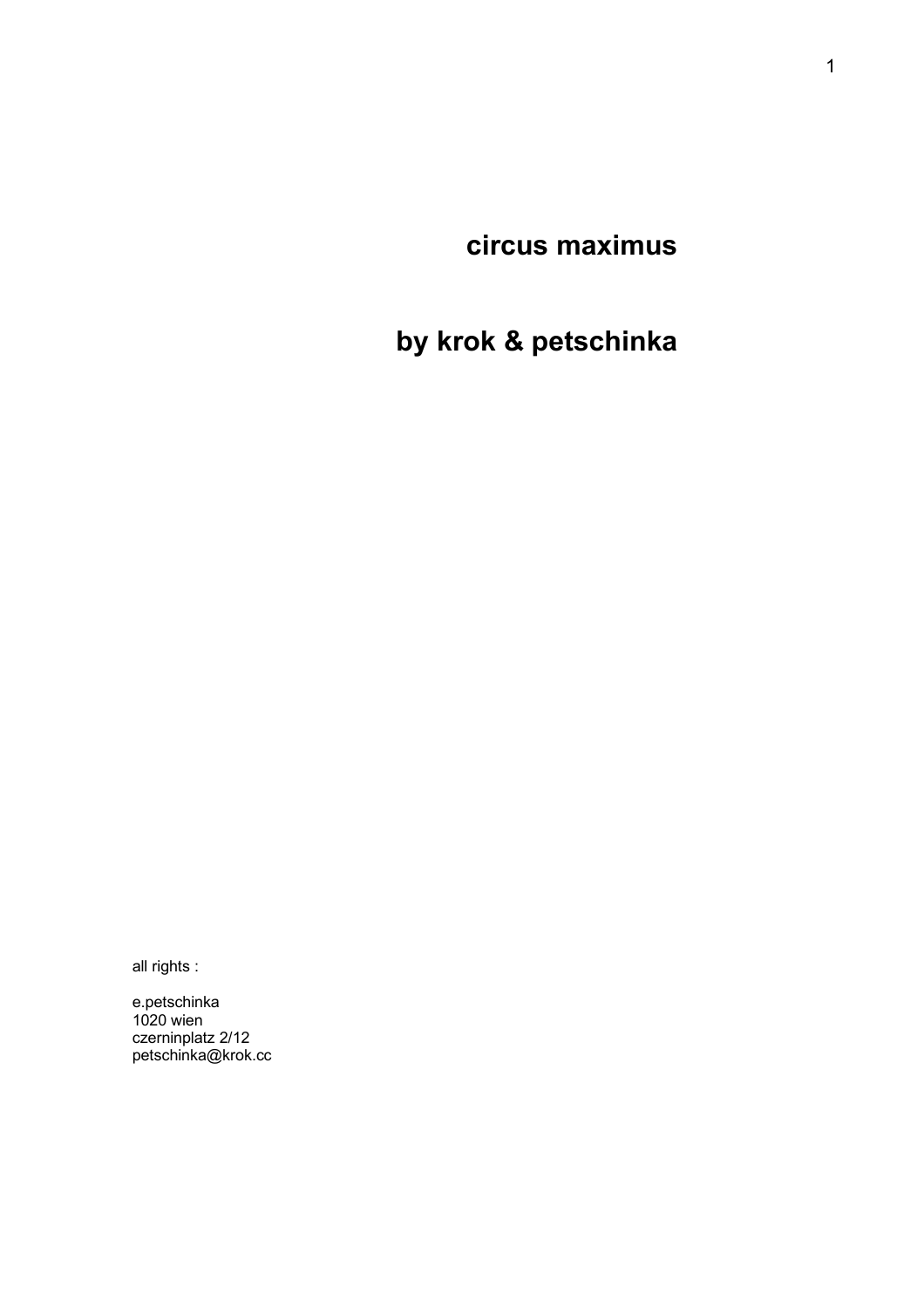# circus maximus

## by krok & petschinka

all rights :

e.petschinka  
1020 wien  
czerninplatz 2/12  
petschinka@krok.cc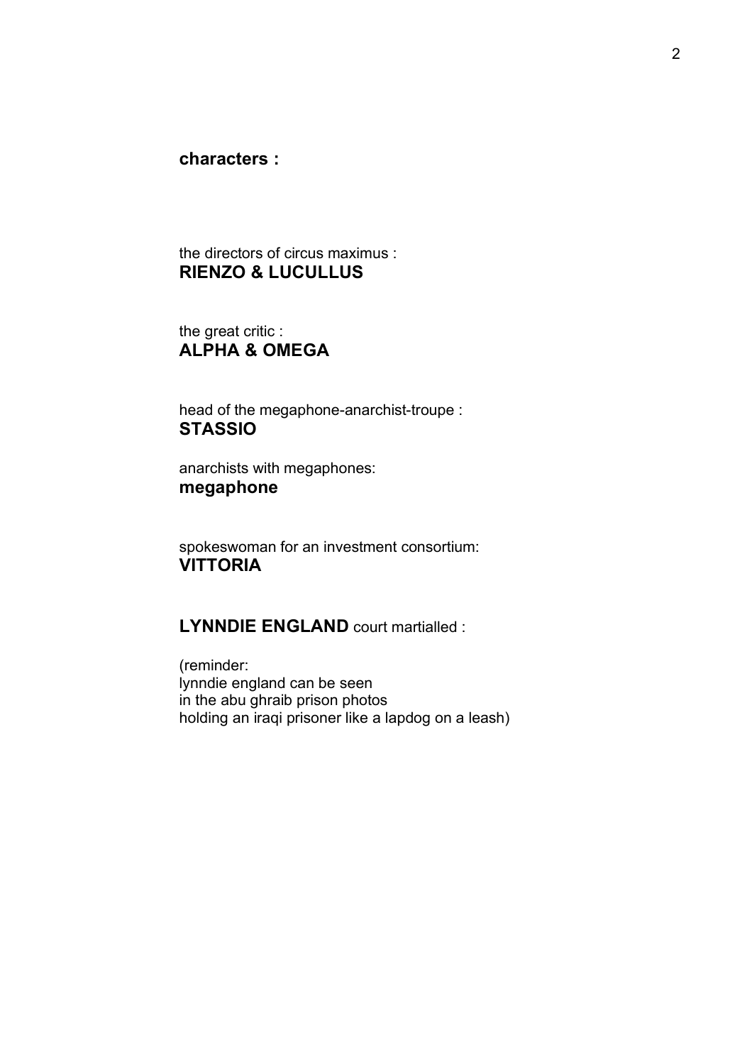**characters :**

the directors of circus maximus :
**RIENZO & LUCULLUS**

the great critic :
**ALPHA & OMEGA**

head of the megaphone-anarchist-troupe :
**STASSIO**

anarchists with megaphones:
**megaphone**

spokeswoman for an investment consortium:
**VITTORIA**

**LYNNDIE ENGLAND** court martialled :

(reminder:
lynndie england can be seen
in the abu ghraib prison photos
holding an iraqi prisoner like a lapdog on a leash)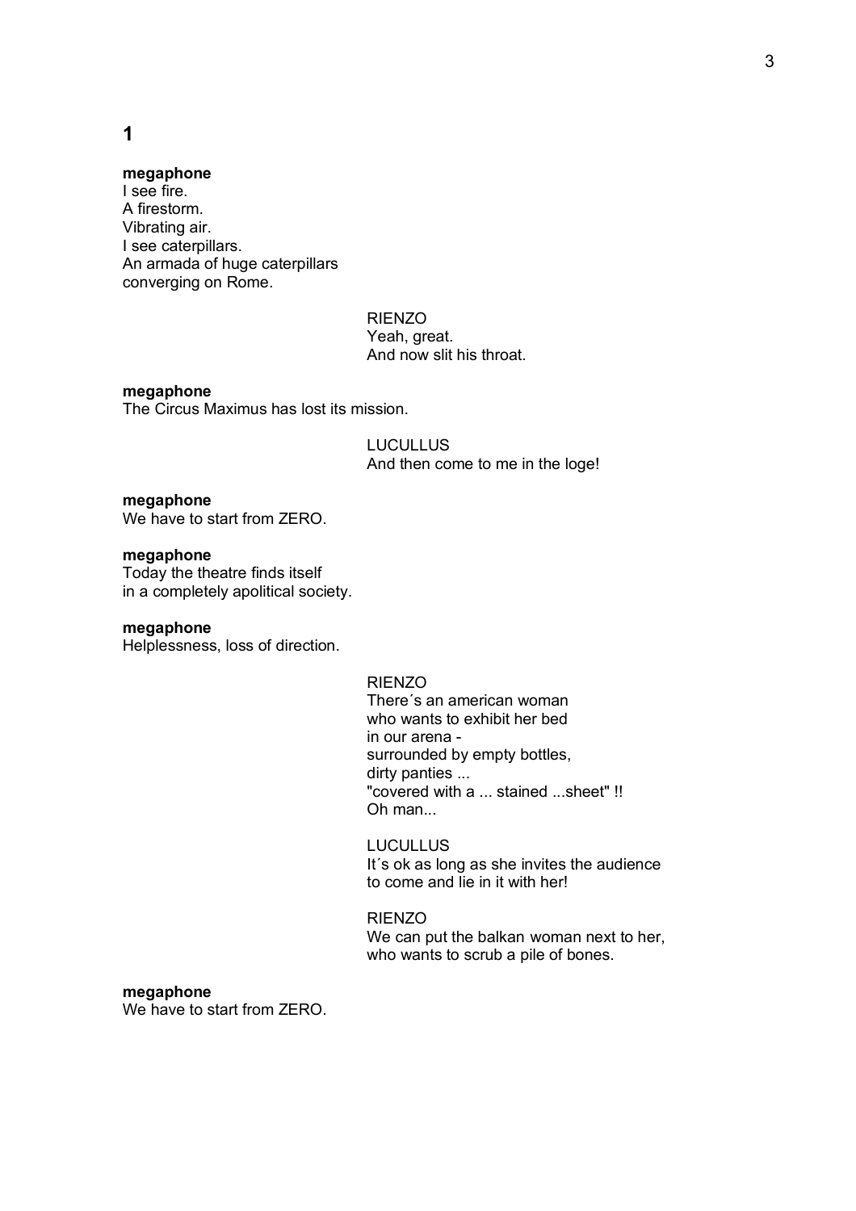# 1

**megaphone**
I see fire.
A firestorm.
Vibrating air.
I see caterpillars.
An armada of huge caterpillars
converging on Rome.

RIENZO
Yeah, great.
And now slit his throat.

**megaphone**
The Circus Maximus has lost its mission.

LUCULLUS
And then come to me in the loge!

**megaphone**
We have to start from ZERO.

**megaphone**
Today the theatre finds itself
in a completely apolitical society.

**megaphone**
Helplessness, loss of direction.

RIENZO
There´s an american woman
who wants to exhibit her bed
in our arena -
surrounded by empty bottles,
dirty panties ...
"covered with a ... stained ...sheet" !!
Oh man...

LUCULLUS
It´s ok as long as she invites the audience
to come and lie in it with her!

RIENZO
We can put the balkan woman next to her,
who wants to scrub a pile of bones.

**megaphone**
We have to start from ZERO.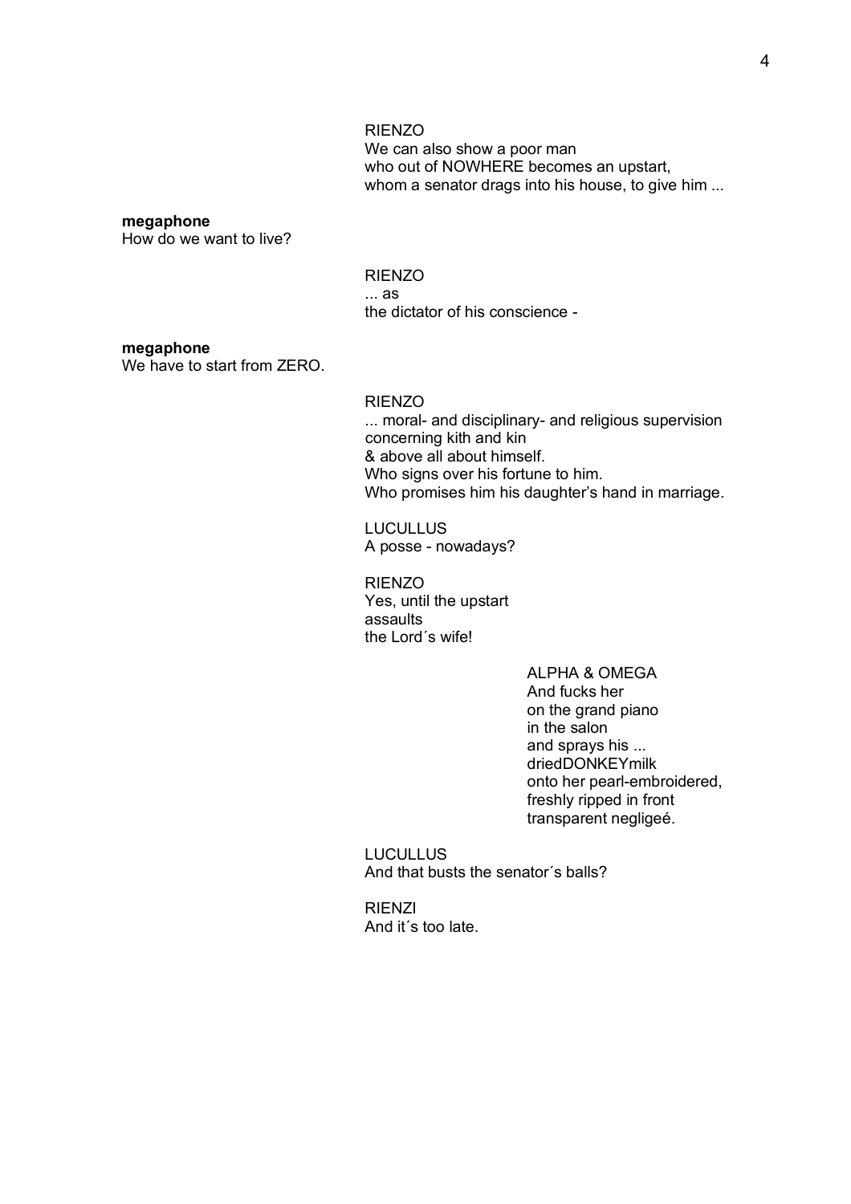RIENZO
We can also show a poor man
who out of NOWHERE becomes an upstart,
whom a senator drags into his house, to give him ...

**megaphone**
How do we want to live?

RIENZO
... as
the dictator of his conscience -

**megaphone**
We have to start from ZERO.

RIENZO
... moral- and disciplinary- and religious supervision
concerning kith and kin
& above all about himself.
Who signs over his fortune to him.
Who promises him his daughter's hand in marriage.

LUCULLUS
A posse - nowadays?

RIENZO
Yes, until the upstart
assaults
the Lord´s wife!

ALPHA & OMEGA
And fucks her
on the grand piano
in the salon
and sprays his ...
driedDONKEYmilk
onto her pearl-embroidered,
freshly ripped in front
transparent negligeé.

LUCULLUS
And that busts the senator´s balls?

RIENZI
And it´s too late.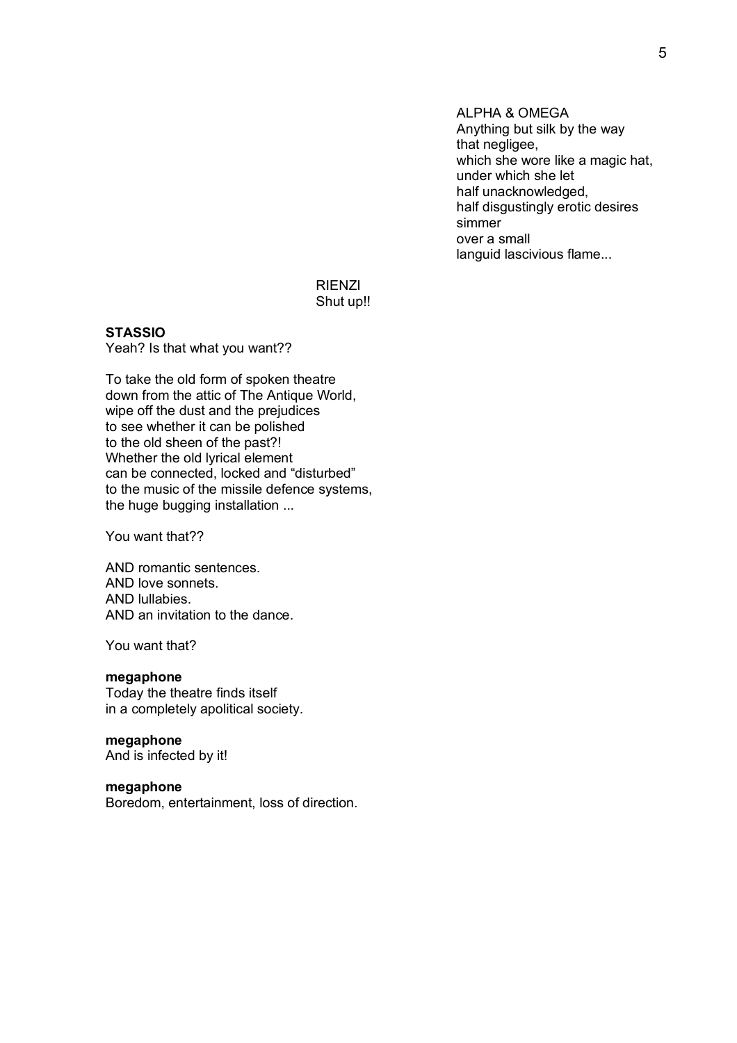ALPHA & OMEGA
Anything but silk by the way
that negligee,
which she wore like a magic hat,
under which she let
half unacknowledged,
half disgustingly erotic desires
simmer
over a small
languid lascivious flame...

RIENZI
Shut up!!

**STASSIO**
Yeah? Is that what you want??

To take the old form of spoken theatre
down from the attic of The Antique World,
wipe off the dust and the prejudices
to see whether it can be polished
to the old sheen of the past?!
Whether the old lyrical element
can be connected, locked and "disturbed"
to the music of the missile defence systems,
the huge bugging installation ...

You want that??

AND romantic sentences.
AND love sonnets.
AND lullabies.
AND an invitation to the dance.

You want that?

**megaphone**
Today the theatre finds itself
in a completely apolitical society.

**megaphone**
And is infected by it!

**megaphone**
Boredom, entertainment, loss of direction.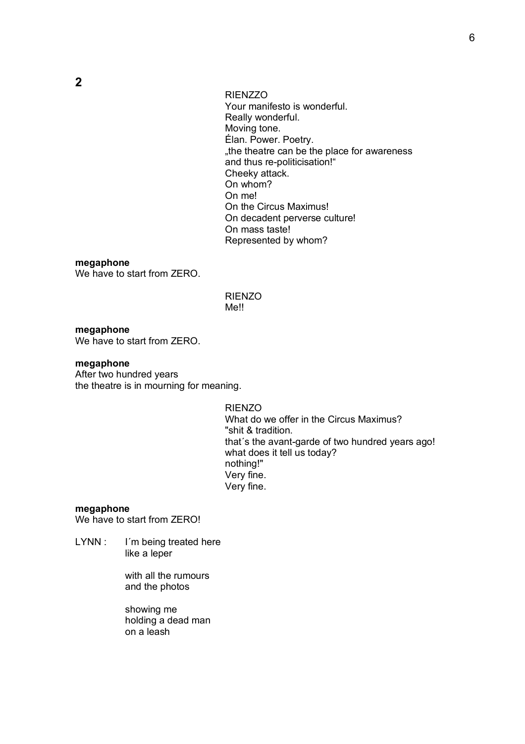**2**

RIENZZO
Your manifesto is wonderful.
Really wonderful.
Moving tone.
Élan. Power. Poetry.
„the theatre can be the place for awareness
and thus re-politicisation!"
Cheeky attack.
On whom?
On me!
On the Circus Maximus!
On decadent perverse culture!
On mass taste!
Represented by whom?

**megaphone**
We have to start from ZERO.

RIENZO
Me!!

**megaphone**
We have to start from ZERO.

**megaphone**
After two hundred years
the theatre is in mourning for meaning.

RIENZO
What do we offer in the Circus Maximus?
"shit & tradition.
that´s the avant-garde of two hundred years ago!
what does it tell us today?
nothing!"
Very fine.
Very fine.

**megaphone**
We have to start from ZERO!

LYNN : I´m being treated here
like a leper

with all the rumours
and the photos

showing me
holding a dead man
on a leash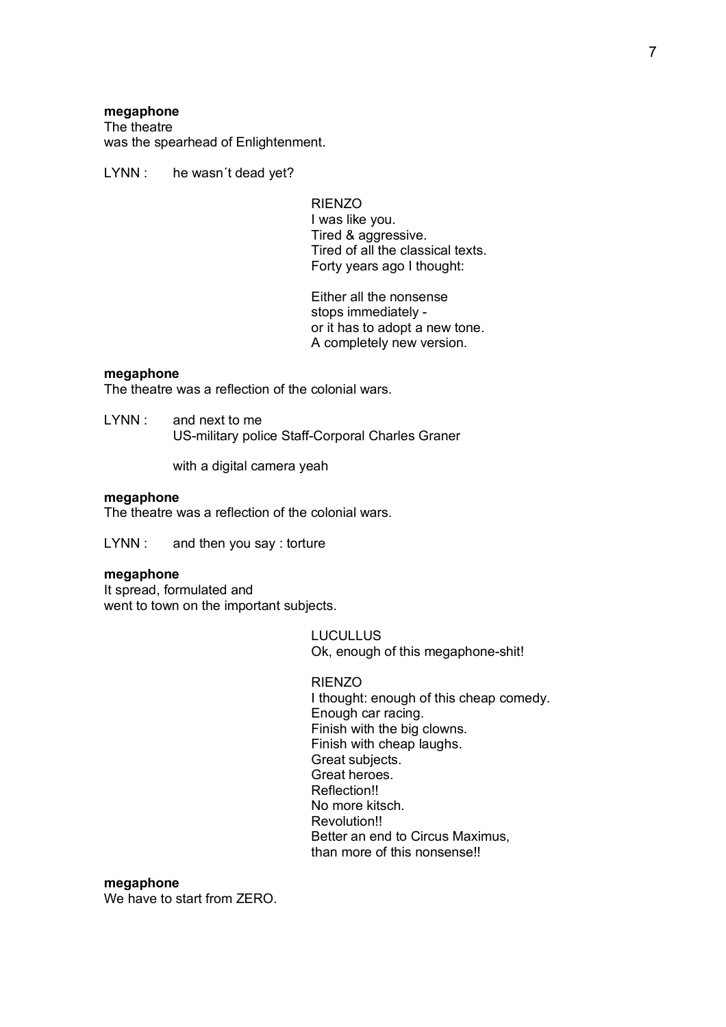**megaphone**
The theatre
was the spearhead of Enlightenment.

LYNN : he wasn´t dead yet?

RIENZO
I was like you.
Tired & aggressive.
Tired of all the classical texts.
Forty years ago I thought:

Either all the nonsense
stops immediately -
or it has to adopt a new tone.
A completely new version.

**megaphone**
The theatre was a reflection of the colonial wars.

LYNN : and next to me
US-military police Staff-Corporal Charles Graner

with a digital camera yeah

**megaphone**
The theatre was a reflection of the colonial wars.

LYNN : and then you say : torture

**megaphone**
It spread, formulated and
went to town on the important subjects.

LUCULLUS
Ok, enough of this megaphone-shit!

RIENZO
I thought: enough of this cheap comedy.
Enough car racing.
Finish with the big clowns.
Finish with cheap laughs.
Great subjects.
Great heroes.
Reflection!!
No more kitsch.
Revolution!!
Better an end to Circus Maximus,
than more of this nonsense!!

**megaphone**
We have to start from ZERO.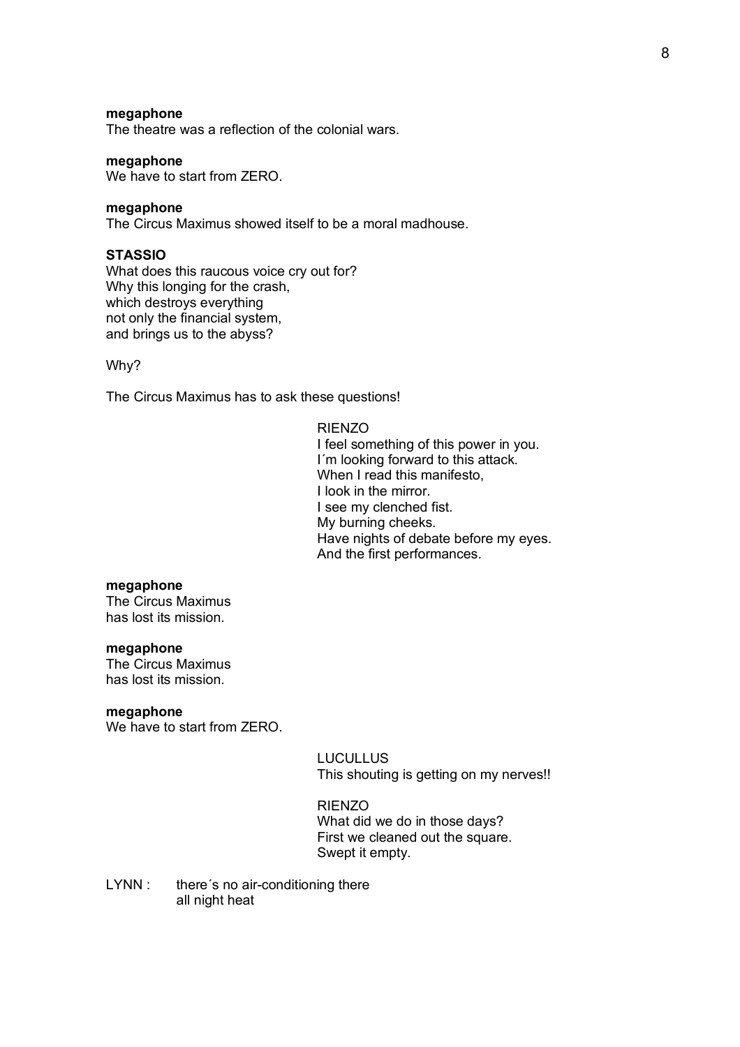**megaphone**
The theatre was a reflection of the colonial wars.

**megaphone**
We have to start from ZERO.

**megaphone**
The Circus Maximus showed itself to be a moral madhouse.

**STASSIO**
What does this raucous voice cry out for?
Why this longing for the crash,
which destroys everything
not only the financial system,
and brings us to the abyss?

Why?

The Circus Maximus has to ask these questions!

RIENZO
I feel something of this power in you.
I´m looking forward to this attack.
When I read this manifesto,
I look in the mirror.
I see my clenched fist.
My burning cheeks.
Have nights of debate before my eyes.
And the first performances.

**megaphone**
The Circus Maximus
has lost its mission.

**megaphone**
The Circus Maximus
has lost its mission.

**megaphone**
We have to start from ZERO.

LUCULLUS
This shouting is getting on my nerves!!

RIENZO
What did we do in those days?
First we cleaned out the square.
Swept it empty.

LYNN : there´s no air-conditioning there
all night heat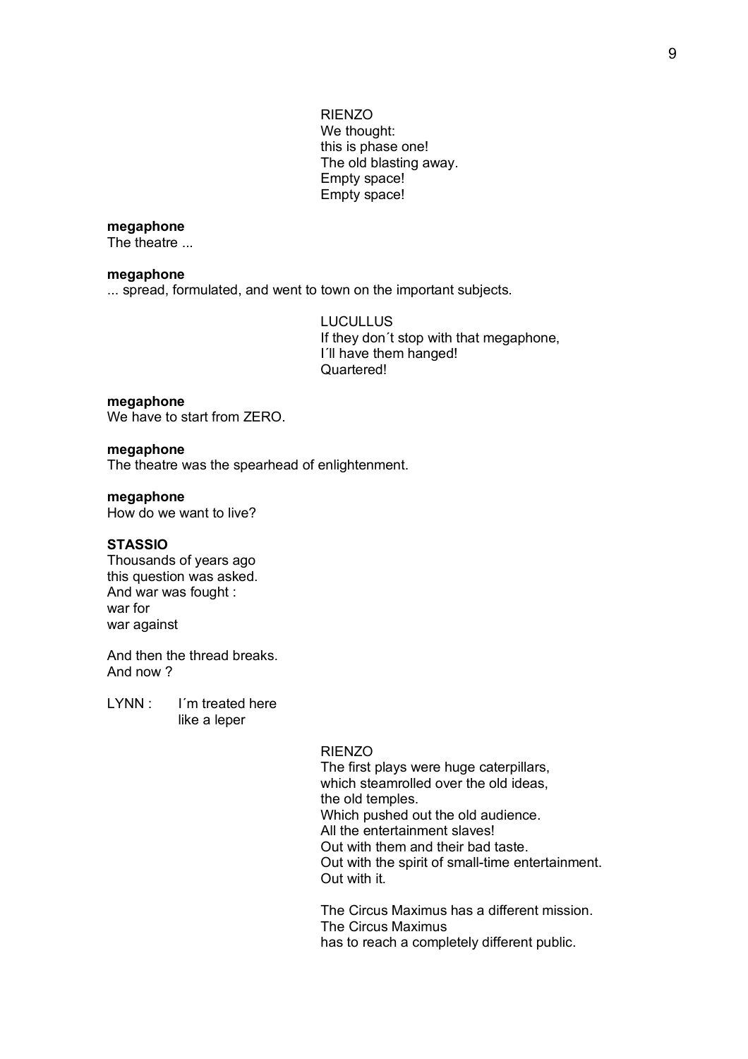RIENZO
We thought:
this is phase one!
The old blasting away.
Empty space!
Empty space!

**megaphone**
The theatre ...

**megaphone**
... spread, formulated, and went to town on the important subjects.

LUCULLUS
If they don´t stop with that megaphone,
I´ll have them hanged!
Quartered!

**megaphone**
We have to start from ZERO.

**megaphone**
The theatre was the spearhead of enlightenment.

**megaphone**
How do we want to live?

**STASSIO**
Thousands of years ago
this question was asked.
And war was fought :
war for
war against

And then the thread breaks.
And now ?

LYNN : I´m treated here
like a leper

RIENZO
The first plays were huge caterpillars,
which steamrolled over the old ideas,
the old temples.
Which pushed out the old audience.
All the entertainment slaves!
Out with them and their bad taste.
Out with the spirit of small-time entertainment.
Out with it.

The Circus Maximus has a different mission.
The Circus Maximus
has to reach a completely different public.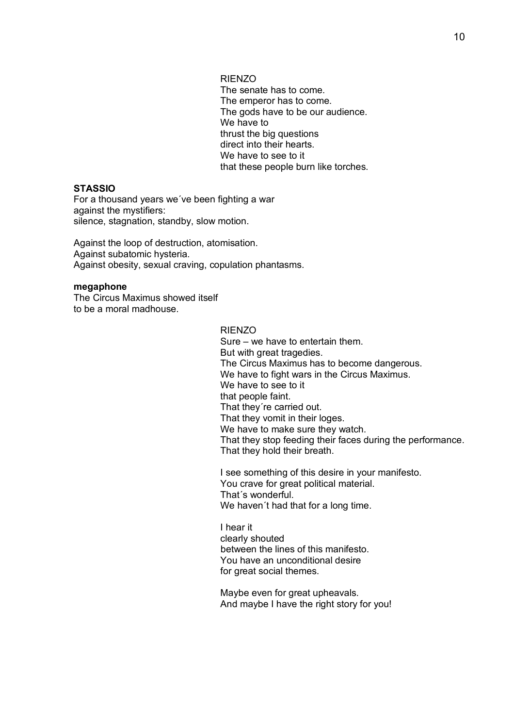RIENZO  
The senate has to come.  
The emperor has to come.  
The gods have to be our audience.  
We have to  
thrust the big questions  
direct into their hearts.  
We have to see to it  
that these people burn like torches.

**STASSIO**  
For a thousand years we´ve been fighting a war  
against the mystifiers:  
silence, stagnation, standby, slow motion.

Against the loop of destruction, atomisation.  
Against subatomic hysteria.  
Against obesity, sexual craving, copulation phantasms.

**megaphone**  
The Circus Maximus showed itself  
to be a moral madhouse.

RIENZO  
Sure – we have to entertain them.  
But with great tragedies.  
The Circus Maximus has to become dangerous.  
We have to fight wars in the Circus Maximus.  
We have to see to it  
that people faint.  
That they´re carried out.  
That they vomit in their loges.  
We have to make sure they watch.  
That they stop feeding their faces during the performance.  
That they hold their breath.

I see something of this desire in your manifesto.  
You crave for great political material.  
That´s wonderful.  
We haven´t had that for a long time.

I hear it  
clearly shouted  
between the lines of this manifesto.  
You have an unconditional desire  
for great social themes.

Maybe even for great upheavals.  
And maybe I have the right story for you!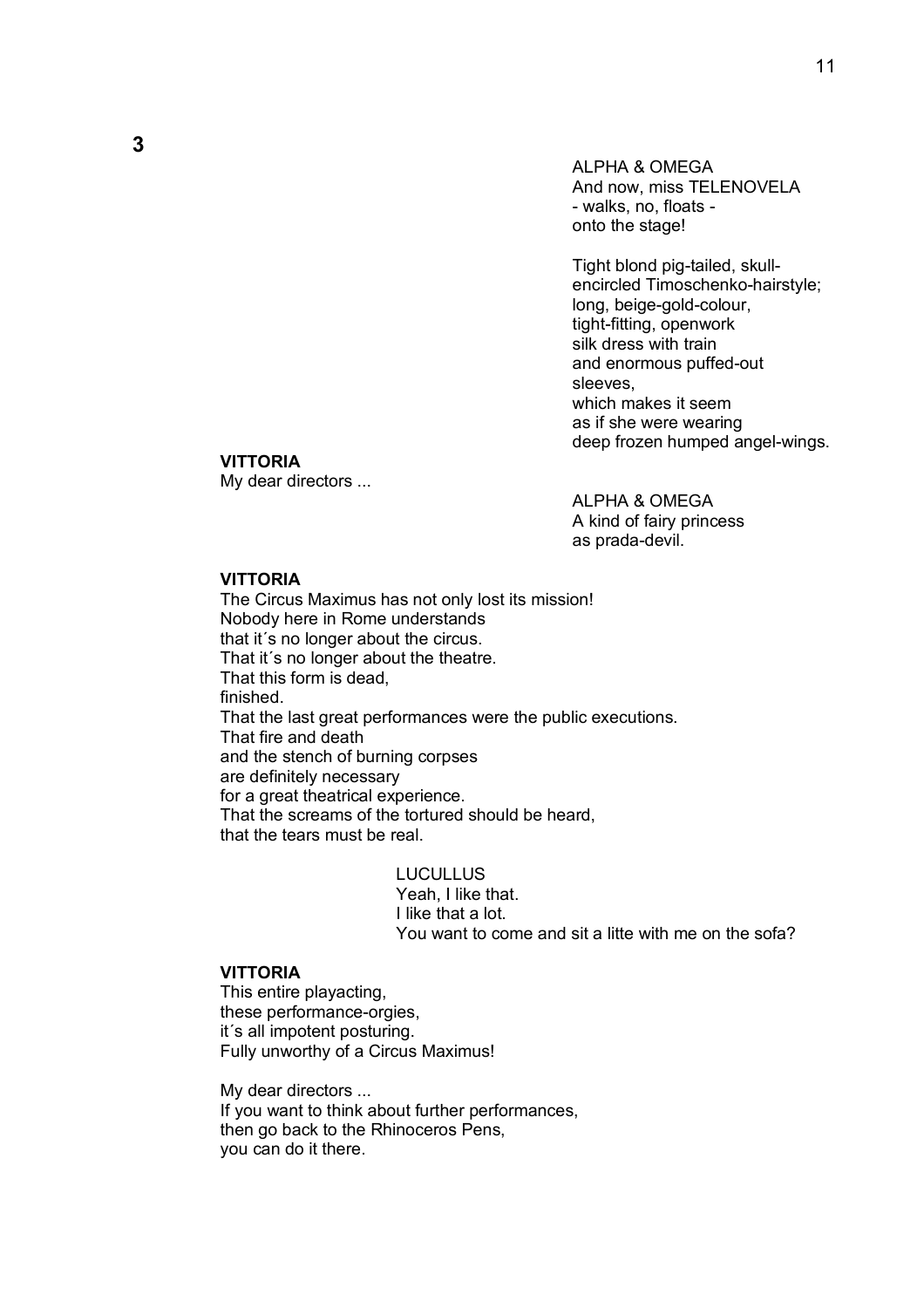**3**

ALPHA & OMEGA
And now, miss TELENOVELA
- walks, no, floats -
onto the stage!

Tight blond pig-tailed, skull-
encircled Timoschenko-hairstyle;
long, beige-gold-colour,
tight-fitting, openwork
silk dress with train
and enormous puffed-out
sleeves,
which makes it seem
as if she were wearing
deep frozen humped angel-wings.

**VITTORIA**
My dear directors ...

ALPHA & OMEGA
A kind of fairy princess
as prada-devil.

**VITTORIA**
The Circus Maximus has not only lost its mission!
Nobody here in Rome understands
that it´s no longer about the circus.
That it´s no longer about the theatre.
That this form is dead,
finished.
That the last great performances were the public executions.
That fire and death
and the stench of burning corpses
are definitely necessary
for a great theatrical experience.
That the screams of the tortured should be heard,
that the tears must be real.

LUCULLUS
Yeah, I like that.
I like that a lot.
You want to come and sit a litte with me on the sofa?

**VITTORIA**
This entire playacting,
these performance-orgies,
it´s all impotent posturing.
Fully unworthy of a Circus Maximus!

My dear directors ...
If you want to think about further performances,
then go back to the Rhinoceros Pens,
you can do it there.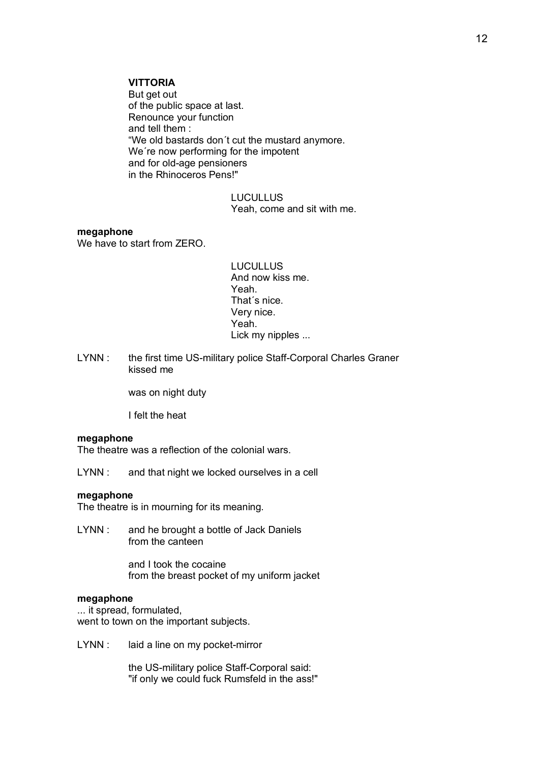**VITTORIA**
But get out
of the public space at last.
Renounce your function
and tell them :
“We old bastards don´t cut the mustard anymore.
We´re now performing for the impotent
and for old-age pensioners
in the Rhinoceros Pens!"

LUCULLUS
Yeah, come and sit with me.

**megaphone**
We have to start from ZERO.

LUCULLUS
And now kiss me.
Yeah.
That´s nice.
Very nice.
Yeah.
Lick my nipples ...

LYNN : the first time US-military police Staff-Corporal Charles Graner kissed me

was on night duty

I felt the heat

**megaphone**
The theatre was a reflection of the colonial wars.

LYNN : and that night we locked ourselves in a cell

**megaphone**
The theatre is in mourning for its meaning.

LYNN : and he brought a bottle of Jack Daniels from the canteen

and I took the cocaine from the breast pocket of my uniform jacket

**megaphone**
... it spread, formulated,
went to town on the important subjects.

LYNN : laid a line on my pocket-mirror

the US-military police Staff-Corporal said:
"if only we could fuck Rumsfeld in the ass!"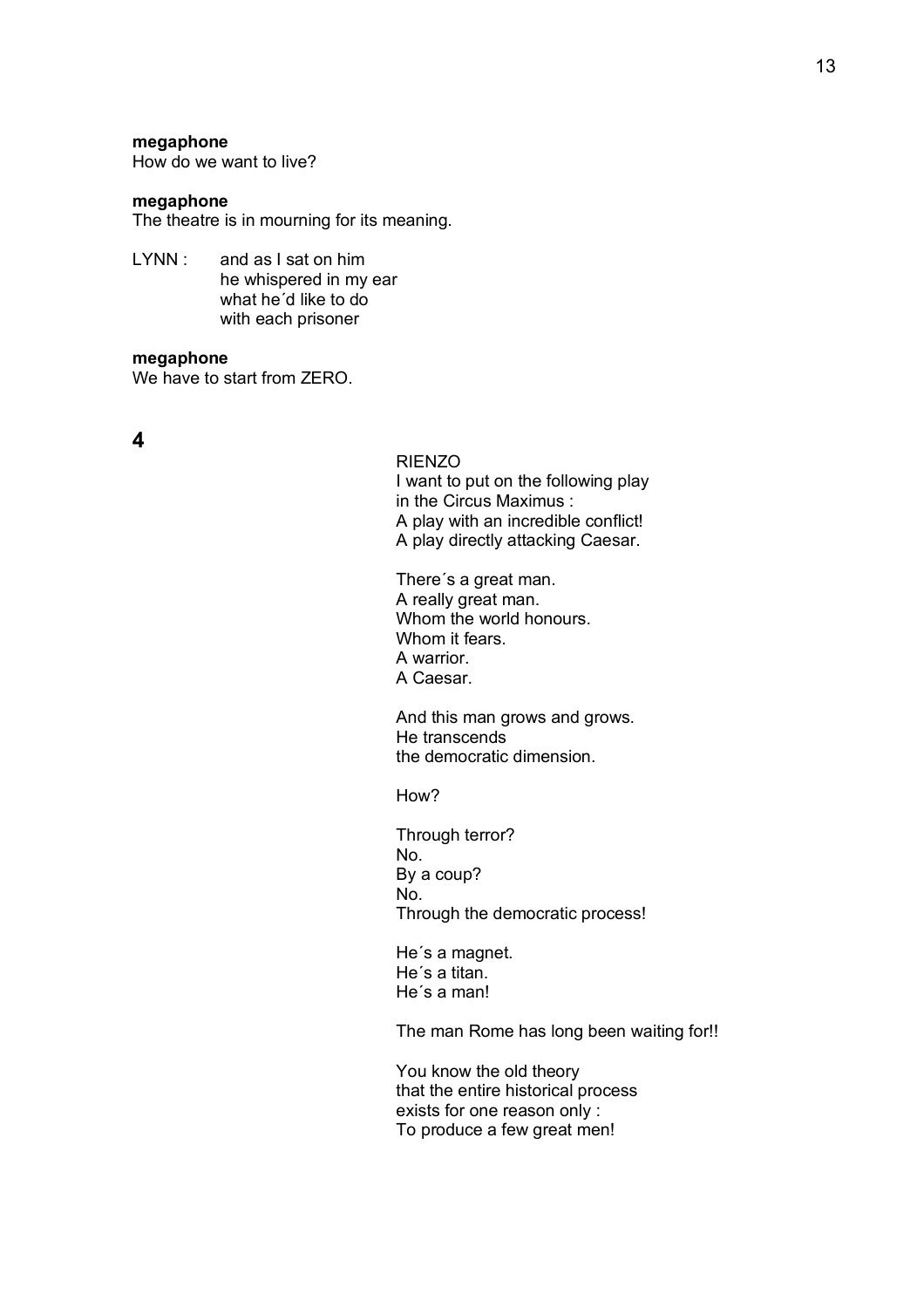**megaphone**
How do we want to live?

**megaphone**
The theatre is in mourning for its meaning.

LYNN : and as I sat on him
he whispered in my ear
what he´d like to do
with each prisoner

**megaphone**
We have to start from ZERO.

## 4

RIENZO
I want to put on the following play
in the Circus Maximus :
A play with an incredible conflict!
A play directly attacking Caesar.

There´s a great man.
A really great man.
Whom the world honours.
Whom it fears.
A warrior.
A Caesar.

And this man grows and grows.
He transcends
the democratic dimension.

How?

Through terror?
No.
By a coup?
No.
Through the democratic process!

He´s a magnet.
He´s a titan.
He´s a man!

The man Rome has long been waiting for!!

You know the old theory
that the entire historical process
exists for one reason only :
To produce a few great men!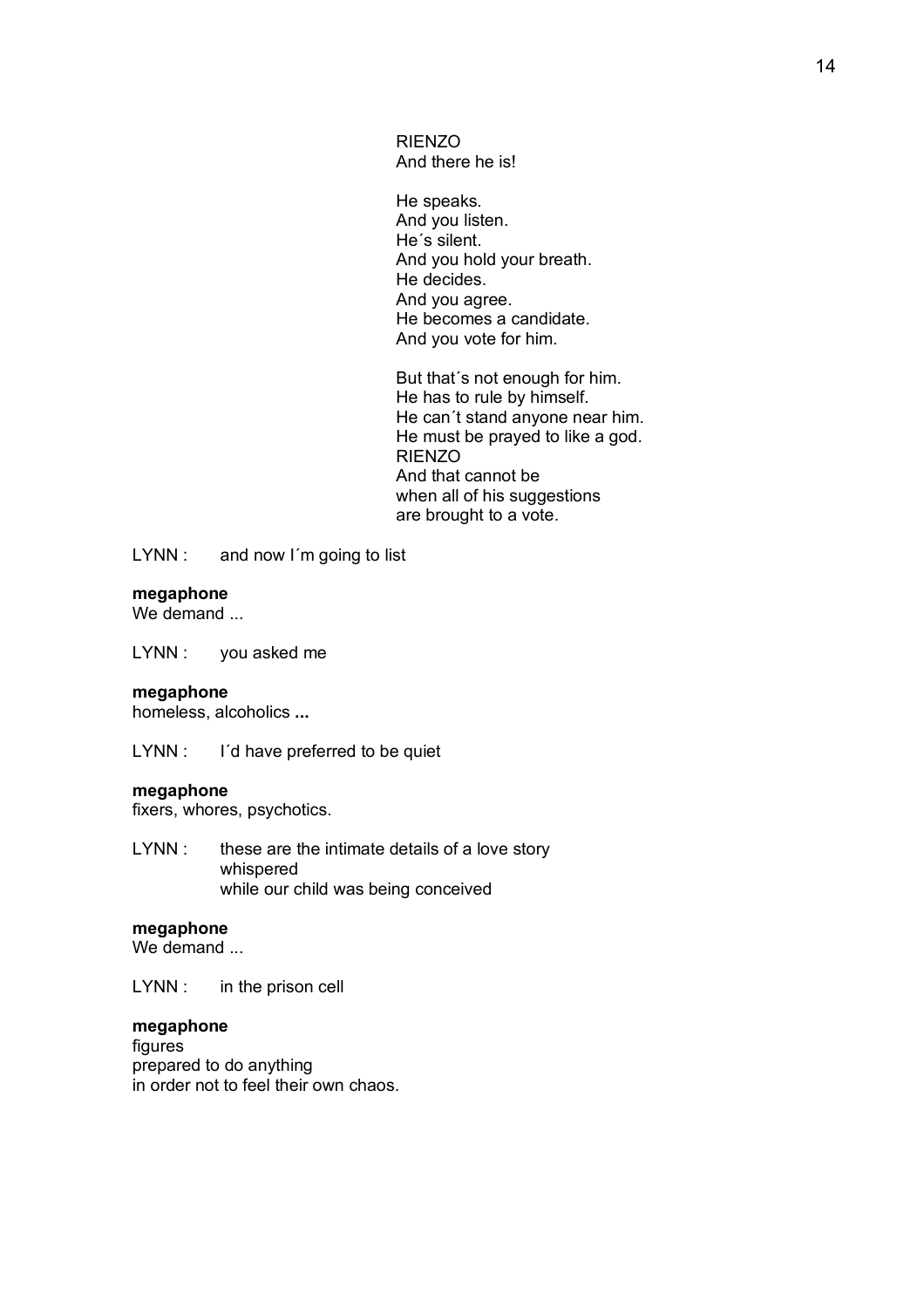RIENZO
And there he is!

He speaks.
And you listen.
He´s silent.
And you hold your breath.
He decides.
And you agree.
He becomes a candidate.
And you vote for him.

But that´s not enough for him.
He has to rule by himself.
He can´t stand anyone near him.
He must be prayed to like a god.
RIENZO
And that cannot be
when all of his suggestions
are brought to a vote.

LYNN : and now I´m going to list

**megaphone**
We demand ...

LYNN : you asked me

**megaphone**
homeless, alcoholics **...**

LYNN : I´d have preferred to be quiet

**megaphone**
fixers, whores, psychotics.

LYNN : these are the intimate details of a love story
whispered
while our child was being conceived

**megaphone**
We demand ...

LYNN : in the prison cell

**megaphone**
figures
prepared to do anything
in order not to feel their own chaos.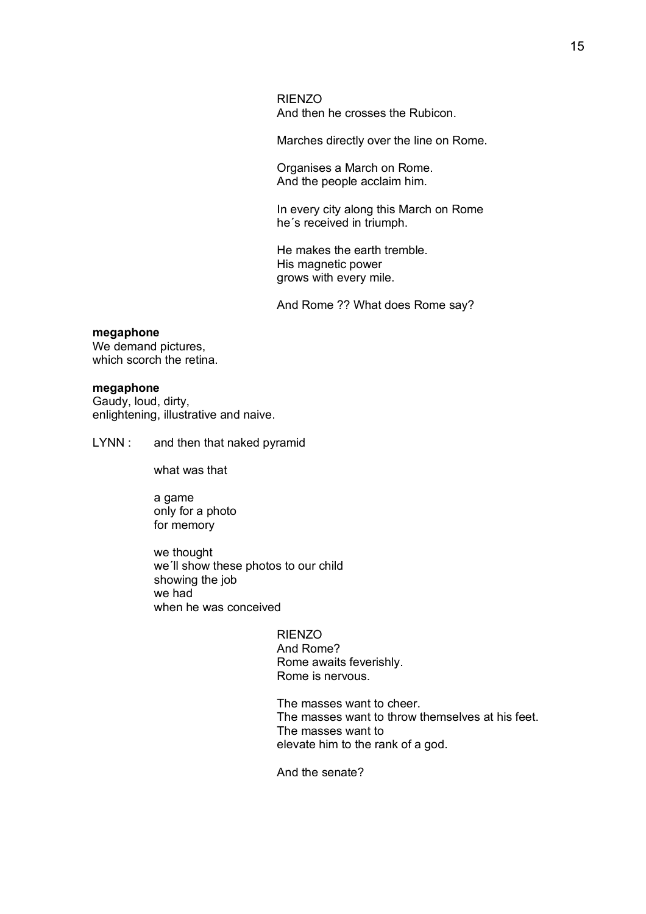RIENZO
And then he crosses the Rubicon.

Marches directly over the line on Rome.

Organises a March on Rome.
And the people acclaim him.

In every city along this March on Rome
he´s received in triumph.

He makes the earth tremble.
His magnetic power
grows with every mile.

And Rome ?? What does Rome say?

**megaphone**
We demand pictures,
which scorch the retina.

**megaphone**
Gaudy, loud, dirty,
enlightening, illustrative and naive.

LYNN : and then that naked pyramid

what was that

a game
only for a photo
for memory

we thought
we´ll show these photos to our child
showing the job
we had
when he was conceived

RIENZO
And Rome?
Rome awaits feverishly.
Rome is nervous.

The masses want to cheer.
The masses want to throw themselves at his feet.
The masses want to
elevate him to the rank of a god.

And the senate?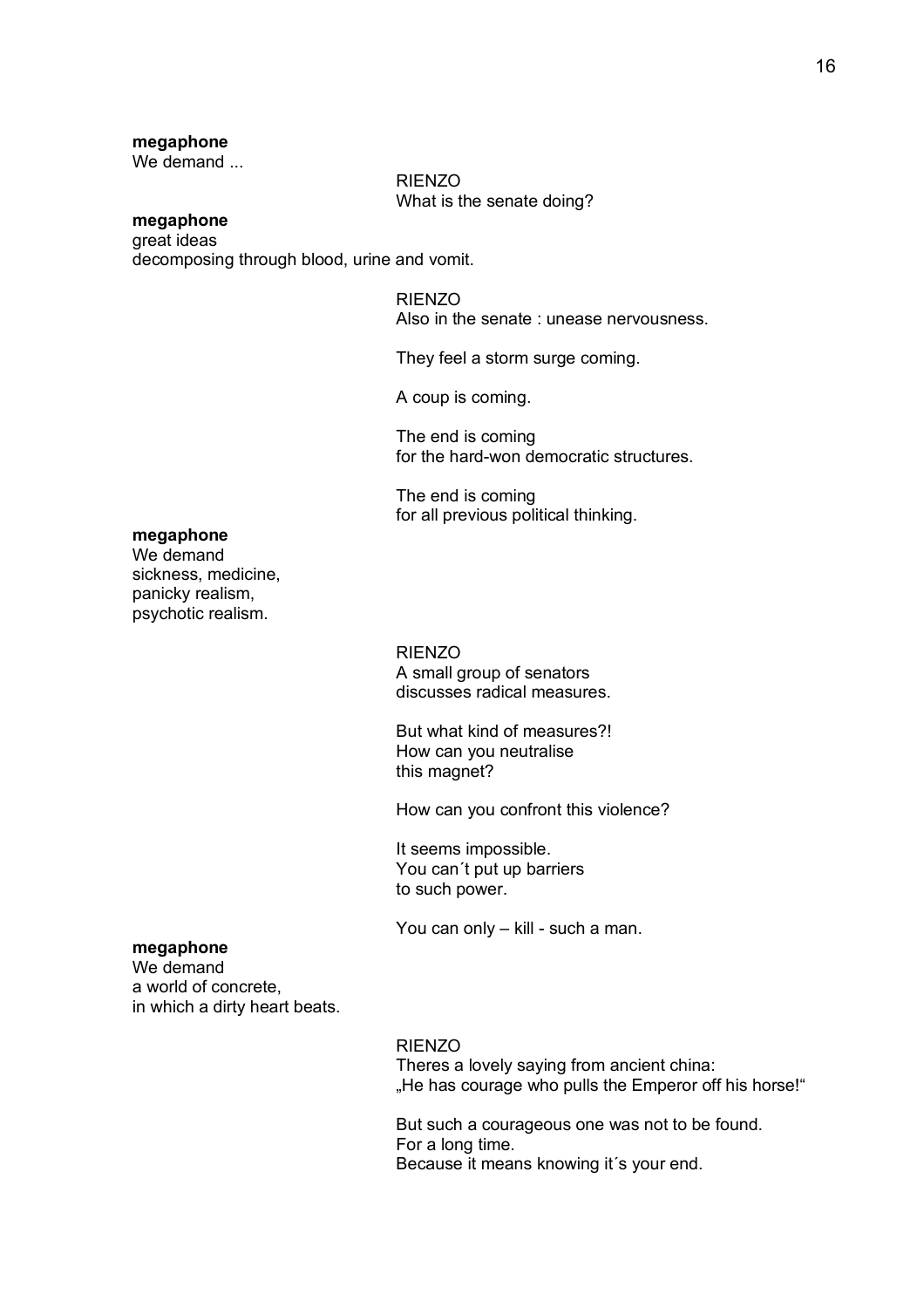**megaphone**
We demand ...

RIENZO
What is the senate doing?

**megaphone**
great ideas
decomposing through blood, urine and vomit.

RIENZO
Also in the senate : unease nervousness.

They feel a storm surge coming.

A coup is coming.

The end is coming
for the hard-won democratic structures.

The end is coming
for all previous political thinking.

**megaphone**
We demand
sickness, medicine,
panicky realism,
psychotic realism.

RIENZO
A small group of senators
discusses radical measures.

But what kind of measures?!
How can you neutralise
this magnet?

How can you confront this violence?

It seems impossible.
You can´t put up barriers
to such power.

You can only – kill - such a man.

**megaphone**
We demand
a world of concrete,
in which a dirty heart beats.

RIENZO
Theres a lovely saying from ancient china:
„He has courage who pulls the Emperor off his horse!"

But such a courageous one was not to be found.
For a long time.
Because it means knowing it´s your end.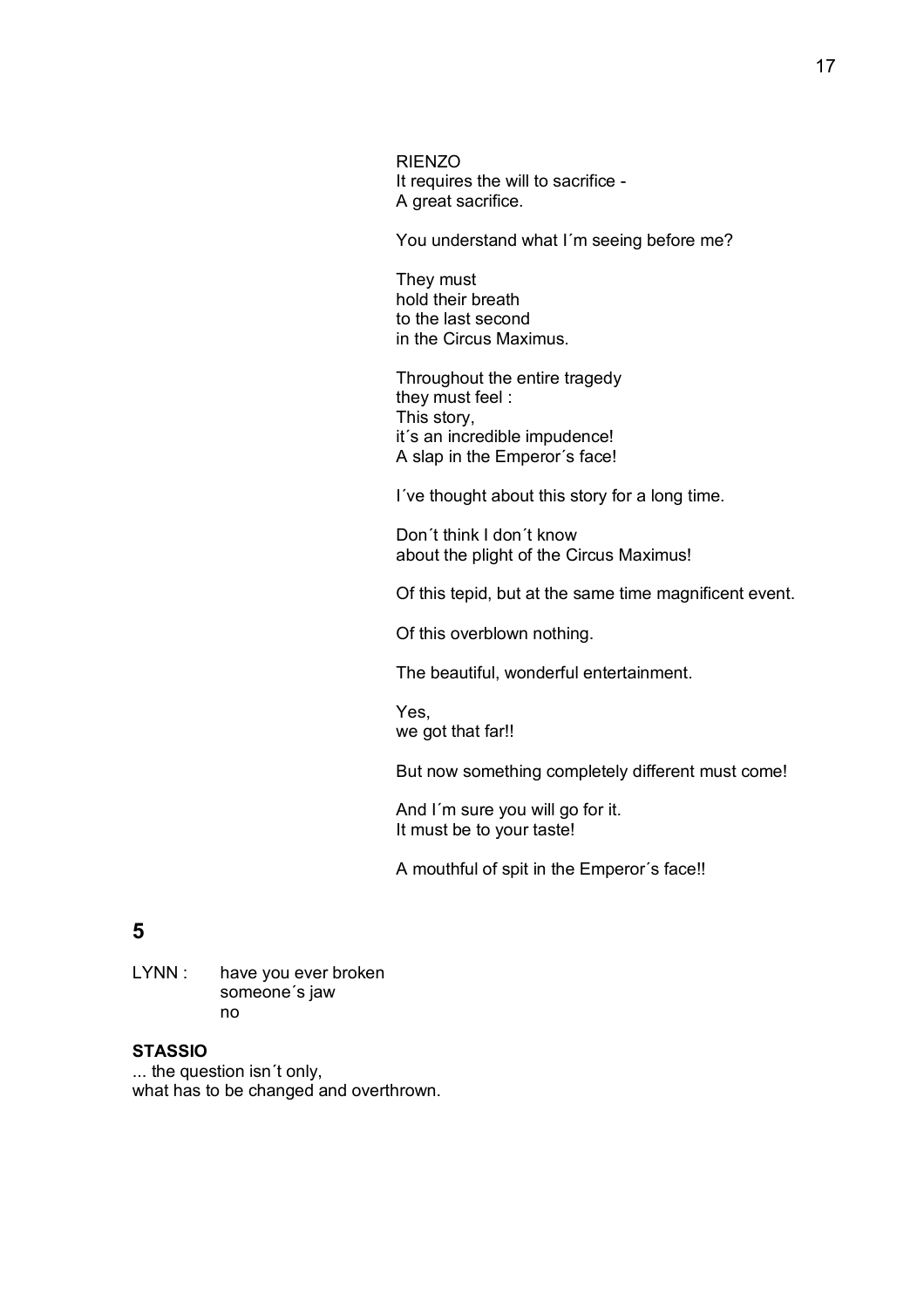RIENZO
It requires the will to sacrifice -
A great sacrifice.

You understand what I´m seeing before me?

They must
hold their breath
to the last second
in the Circus Maximus.

Throughout the entire tragedy
they must feel :
This story,
it´s an incredible impudence!
A slap in the Emperor´s face!

I´ve thought about this story for a long time.

Don´t think I don´t know
about the plight of the Circus Maximus!

Of this tepid, but at the same time magnificent event.

Of this overblown nothing.

The beautiful, wonderful entertainment.

Yes,
we got that far!!

But now something completely different must come!

And I´m sure you will go for it.
It must be to your taste!

A mouthful of spit in the Emperor´s face!!

## 5

LYNN : have you ever broken
someone´s jaw
no

**STASSIO**
... the question isn´t only,
what has to be changed and overthrown.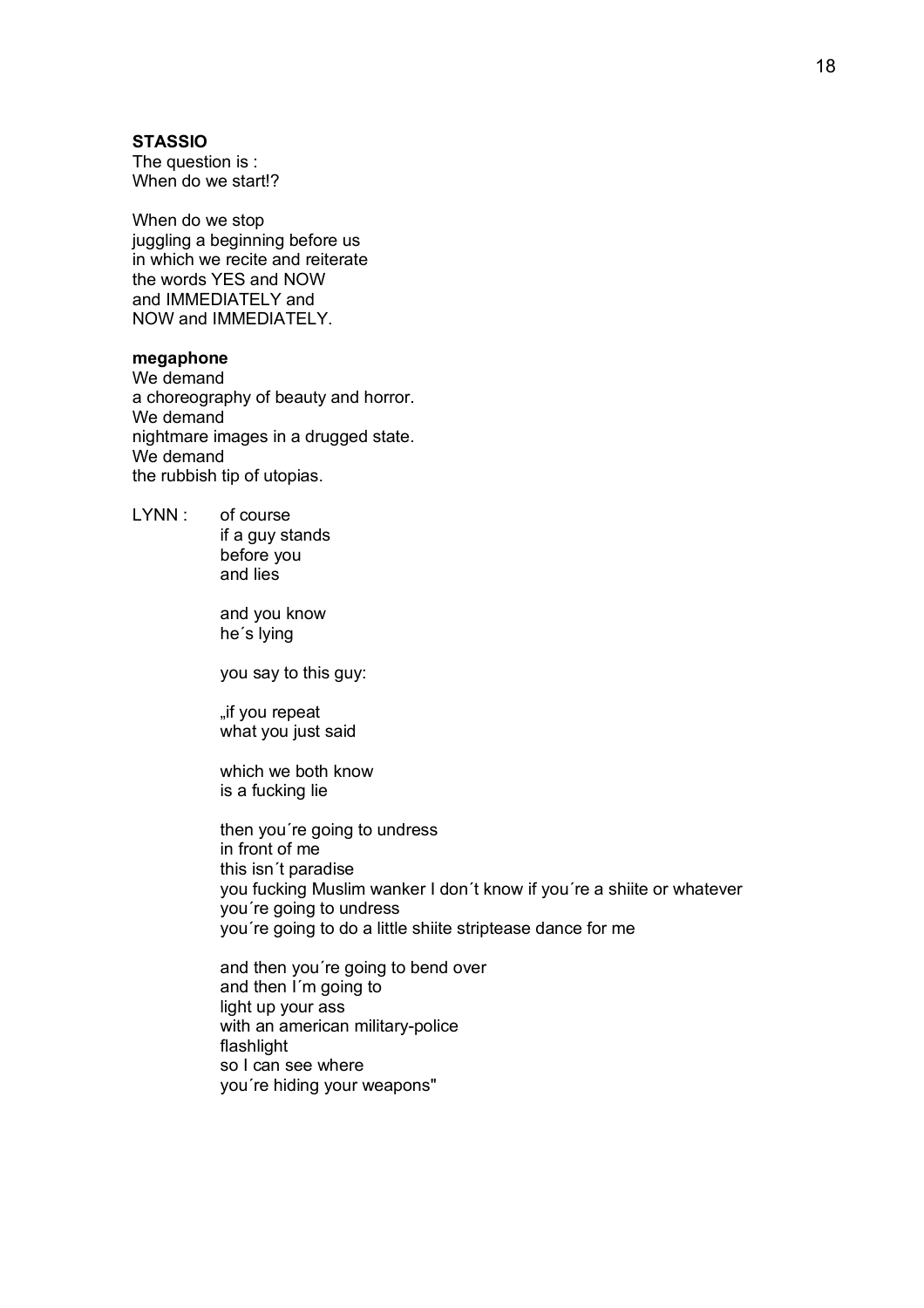**STASSIO**
The question is :
When do we start!?

When do we stop
juggling a beginning before us
in which we recite and reiterate
the words YES and NOW
and IMMEDIATELY and
NOW and IMMEDIATELY.

**megaphone**
We demand
a choreography of beauty and horror.
We demand
nightmare images in a drugged state.
We demand
the rubbish tip of utopias.

LYNN : of course
if a guy stands
before you
and lies

and you know
he´s lying

you say to this guy:

„if you repeat
what you just said

which we both know
is a fucking lie

then you´re going to undress
in front of me
this isn´t paradise
you fucking Muslim wanker I don´t know if you´re a shiite or whatever
you´re going to undress
you´re going to do a little shiite striptease dance for me

and then you´re going to bend over
and then I´m going to
light up your ass
with an american military-police
flashlight
so I can see where
you´re hiding your weapons"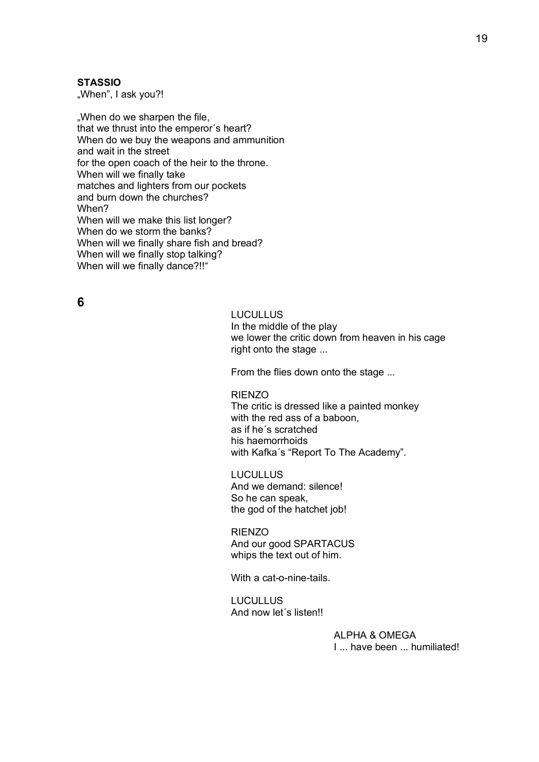**STASSIO**
„When", I ask you?!

„When do we sharpen the file,
that we thrust into the emperor´s heart?
When do we buy the weapons and ammunition
and wait in the street
for the open coach of the heir to the throne.
When will we finally take
matches and lighters from our pockets
and burn down the churches?
When?
When will we make this list longer?
When do we storm the banks?
When will we finally share fish and bread?
When will we finally stop talking?
When will we finally dance?!!"

**6**

LUCULLUS
In the middle of the play
we lower the critic down from heaven in his cage
right onto the stage ...

From the flies down onto the stage ...

RIENZO
The critic is dressed like a painted monkey
with the red ass of a baboon,
as if he´s scratched
his haemorrhoids
with Kafka´s "Report To The Academy".

LUCULLUS
And we demand: silence!
So he can speak,
the god of the hatchet job!

RIENZO
And our good SPARTACUS
whips the text out of him.

With a cat-o-nine-tails.

LUCULLUS
And now let´s listen!!

ALPHA & OMEGA
I ... have been ... humiliated!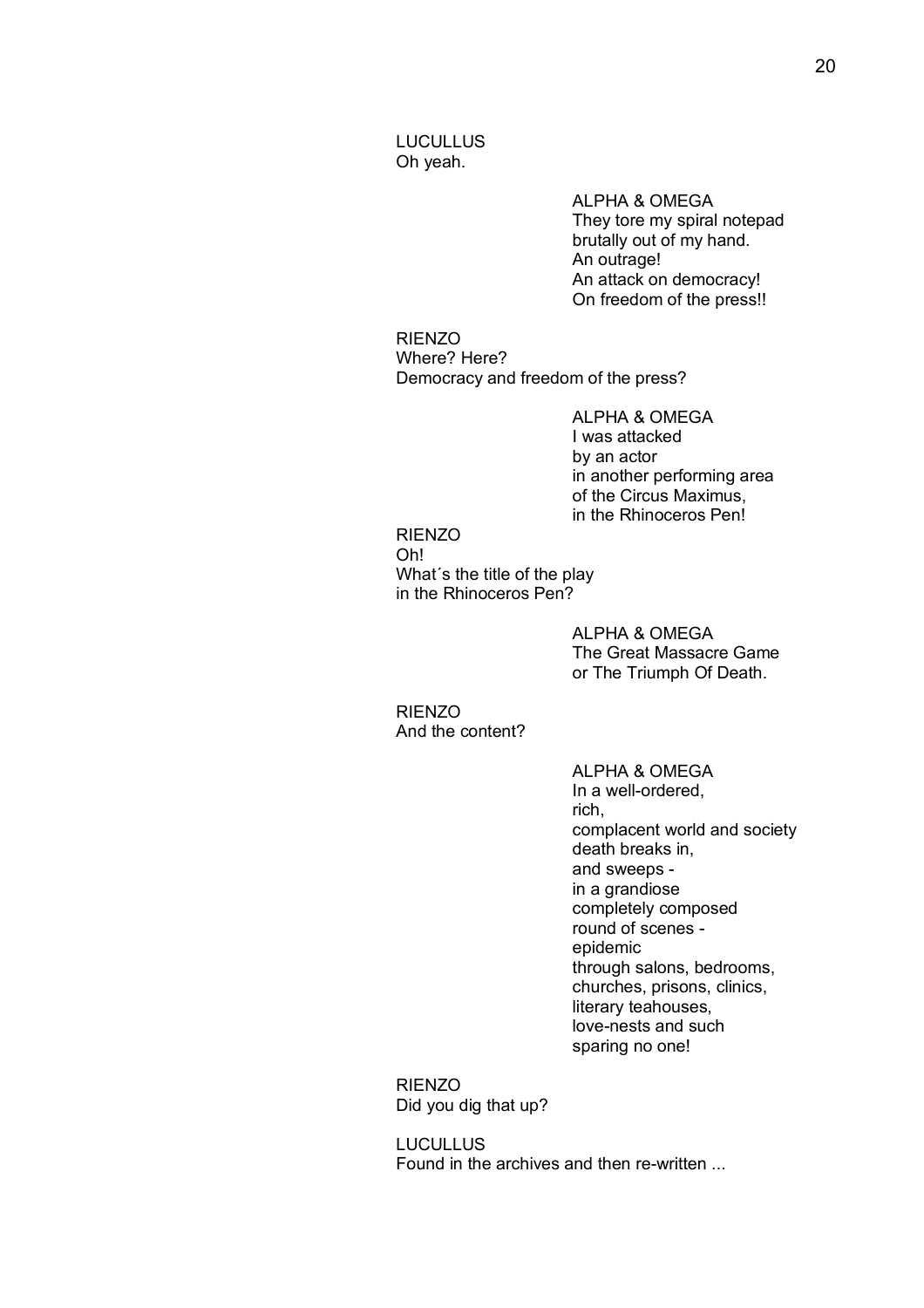LUCULLUS
Oh yeah.

ALPHA & OMEGA
They tore my spiral notepad
brutally out of my hand.
An outrage!
An attack on democracy!
On freedom of the press!!

RIENZO
Where? Here?
Democracy and freedom of the press?

ALPHA & OMEGA
I was attacked
by an actor
in another performing area
of the Circus Maximus,
in the Rhinoceros Pen!

RIENZO
Oh!
What´s the title of the play
in the Rhinoceros Pen?

ALPHA & OMEGA
The Great Massacre Game
or The Triumph Of Death.

RIENZO
And the content?

ALPHA & OMEGA
In a well-ordered,
rich,
complacent world and society
death breaks in,
and sweeps -
in a grandiose
completely composed
round of scenes -
epidemic
through salons, bedrooms,
churches, prisons, clinics,
literary teahouses,
love-nests and such
sparing no one!

RIENZO
Did you dig that up?

LUCULLUS
Found in the archives and then re-written ...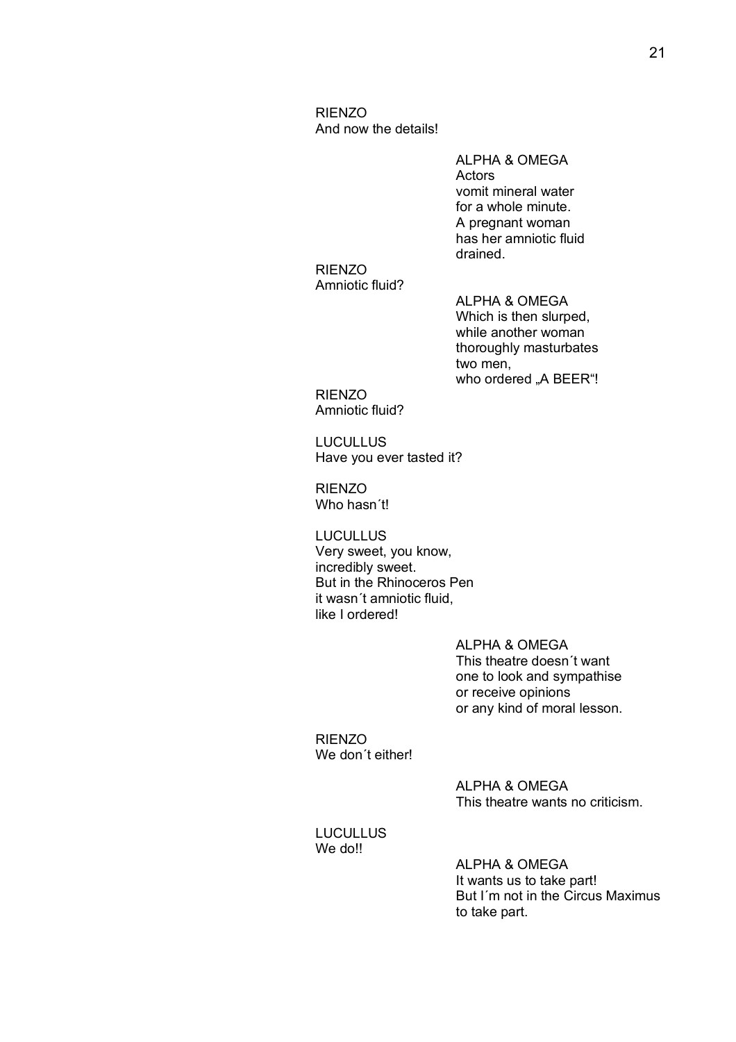RIENZO
And now the details!

ALPHA & OMEGA
Actors
vomit mineral water
for a whole minute.
A pregnant woman
has her amniotic fluid
drained.

RIENZO
Amniotic fluid?

ALPHA & OMEGA
Which is then slurped,
while another woman
thoroughly masturbates
two men,
who ordered „A BEER“!

RIENZO
Amniotic fluid?

LUCULLUS
Have you ever tasted it?

RIENZO
Who hasn´t!

LUCULLUS
Very sweet, you know,
incredibly sweet.
But in the Rhinoceros Pen
it wasn´t amniotic fluid,
like I ordered!

ALPHA & OMEGA
This theatre doesn´t want
one to look and sympathise
or receive opinions
or any kind of moral lesson.

RIENZO
We don´t either!

ALPHA & OMEGA
This theatre wants no criticism.

LUCULLUS
We do!!

ALPHA & OMEGA
It wants us to take part!
But I´m not in the Circus Maximus
to take part.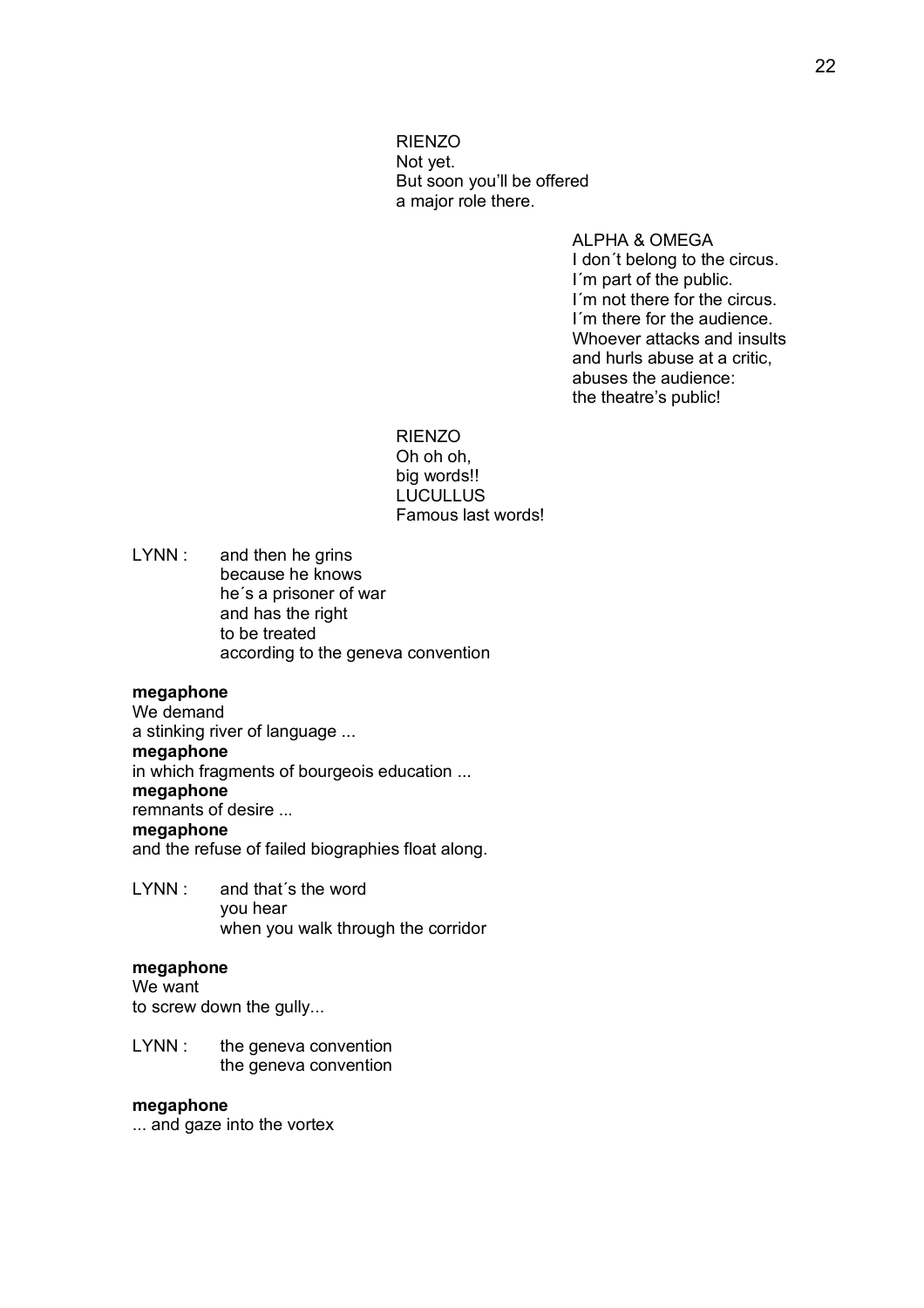RIENZO
Not yet.
But soon you'll be offered
a major role there.

ALPHA & OMEGA
I don´t belong to the circus.
I´m part of the public.
I´m not there for the circus.
I´m there for the audience.
Whoever attacks and insults
and hurls abuse at a critic,
abuses the audience:
the theatre's public!

RIENZO
Oh oh oh,
big words!!
LUCULLUS
Famous last words!

LYNN : and then he grins
because he knows
he´s a prisoner of war
and has the right
to be treated
according to the geneva convention

**megaphone**
We demand
a stinking river of language ...
**megaphone**
in which fragments of bourgeois education ...
**megaphone**
remnants of desire ...
**megaphone**
and the refuse of failed biographies float along.

LYNN : and that´s the word
you hear
when you walk through the corridor

**megaphone**
We want
to screw down the gully...

LYNN : the geneva convention
the geneva convention

**megaphone**
... and gaze into the vortex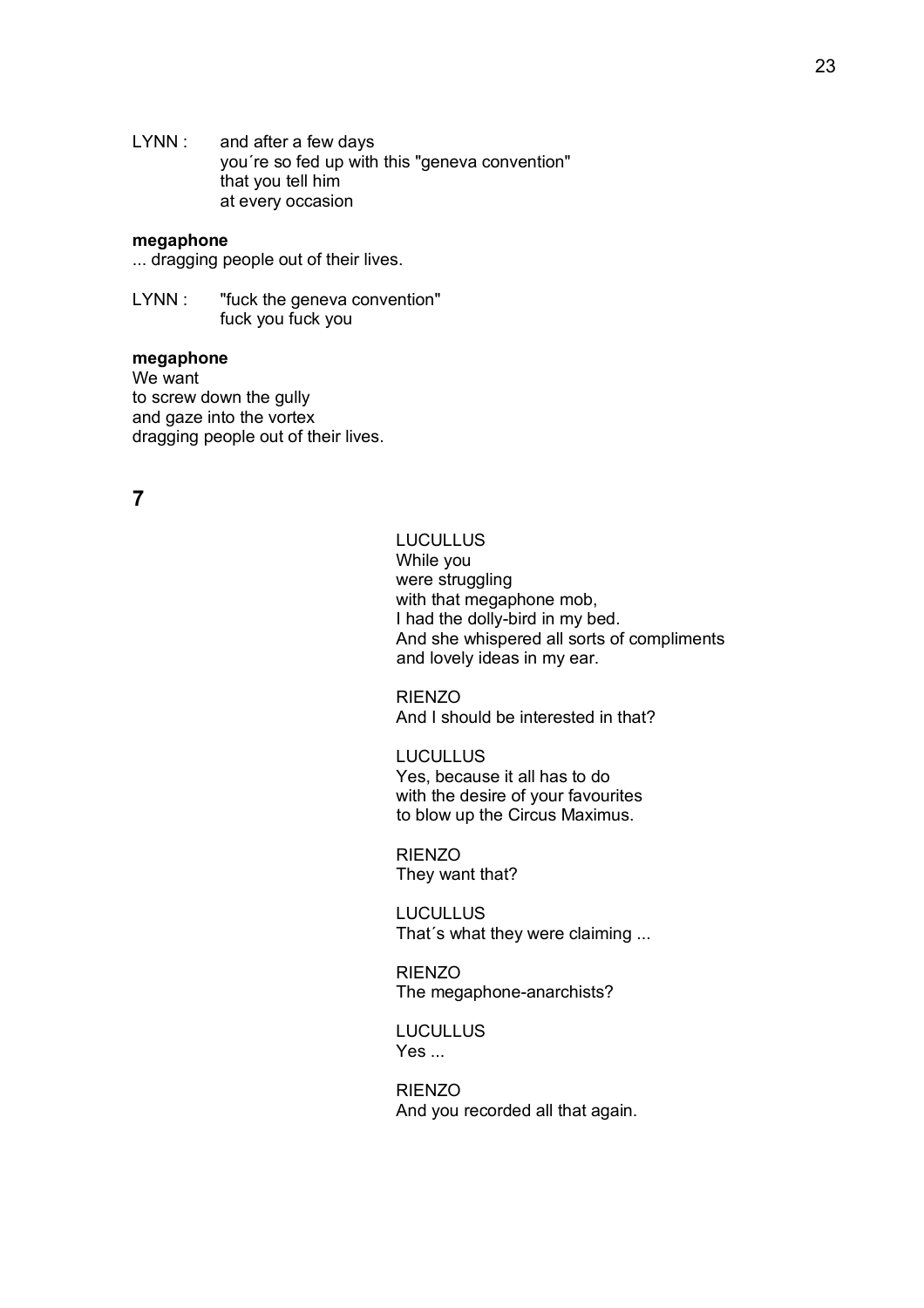LYNN : and after a few days
you´re so fed up with this "geneva convention"
that you tell him
at every occasion

**megaphone**
... dragging people out of their lives.

LYNN : "fuck the geneva convention"
fuck you fuck you

**megaphone**
We want
to screw down the gully
and gaze into the vortex
dragging people out of their lives.

## 7

LUCULLUS
While you
were struggling
with that megaphone mob,
I had the dolly-bird in my bed.
And she whispered all sorts of compliments
and lovely ideas in my ear.

RIENZO
And I should be interested in that?

LUCULLUS
Yes, because it all has to do
with the desire of your favourites
to blow up the Circus Maximus.

RIENZO
They want that?

LUCULLUS
That´s what they were claiming ...

RIENZO
The megaphone-anarchists?

LUCULLUS
Yes ...

RIENZO
And you recorded all that again.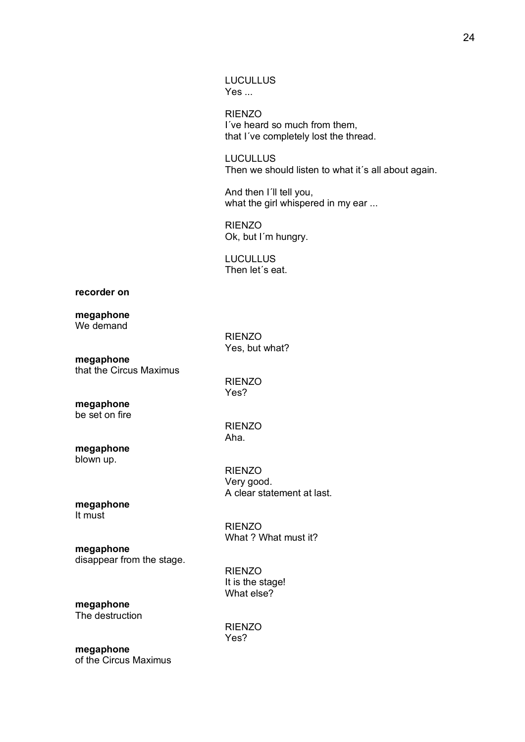LUCULLUS
Yes ...

RIENZO
I´ve heard so much from them,
that I´ve completely lost the thread.

LUCULLUS
Then we should listen to what it´s all about again.

And then I´ll tell you,
what the girl whispered in my ear ...

RIENZO
Ok, but I´m hungry.

LUCULLUS
Then let´s eat.

**recorder on**

**megaphone**
We demand

RIENZO
Yes, but what?

**megaphone**
that the Circus Maximus

RIENZO
Yes?

**megaphone**
be set on fire

RIENZO
Aha.

**megaphone**
blown up.

RIENZO
Very good.
A clear statement at last.

**megaphone**
It must

RIENZO
What ? What must it?

**megaphone**
disappear from the stage.

RIENZO
It is the stage!
What else?

**megaphone**
The destruction

RIENZO
Yes?

**megaphone**
of the Circus Maximus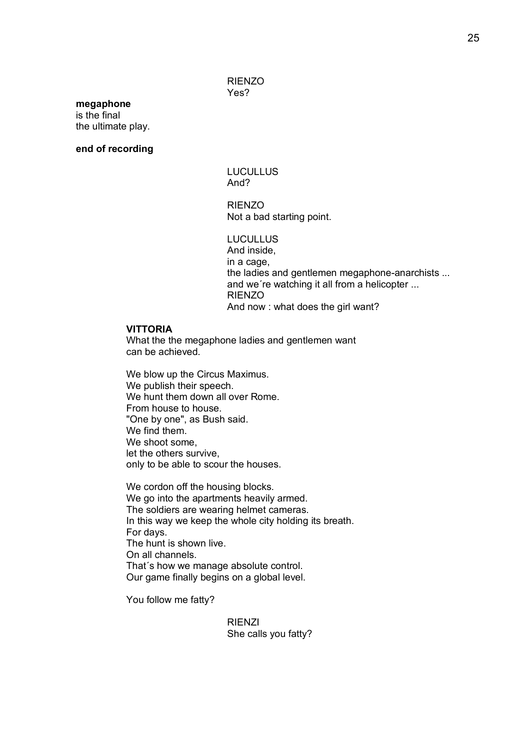RIENZO
Yes?

**megaphone**
is the final
the ultimate play.

**end of recording**

LUCULLUS
And?

RIENZO
Not a bad starting point.

LUCULLUS
And inside,
in a cage,
the ladies and gentlemen megaphone-anarchists ...
and we´re watching it all from a helicopter ...
RIENZO
And now : what does the girl want?

**VITTORIA**
What the the megaphone ladies and gentlemen want
can be achieved.

We blow up the Circus Maximus.
We publish their speech.
We hunt them down all over Rome.
From house to house.
"One by one", as Bush said.
We find them.
We shoot some,
let the others survive,
only to be able to scour the houses.

We cordon off the housing blocks.
We go into the apartments heavily armed.
The soldiers are wearing helmet cameras.
In this way we keep the whole city holding its breath.
For days.
The hunt is shown live.
On all channels.
That´s how we manage absolute control.
Our game finally begins on a global level.

You follow me fatty?

RIENZI
She calls you fatty?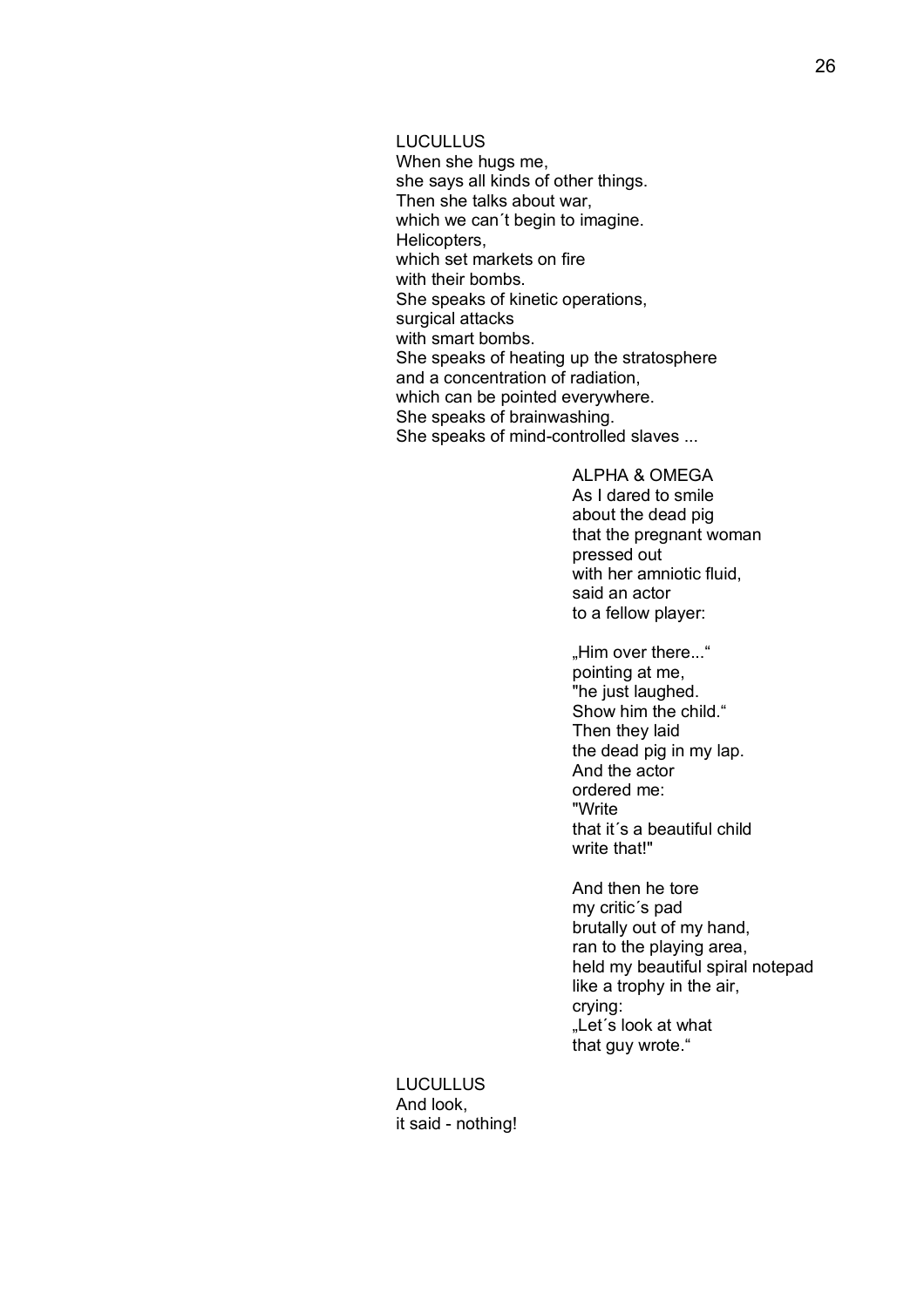LUCULLUS
When she hugs me,
she says all kinds of other things.
Then she talks about war,
which we can´t begin to imagine.
Helicopters,
which set markets on fire
with their bombs.
She speaks of kinetic operations,
surgical attacks
with smart bombs.
She speaks of heating up the stratosphere
and a concentration of radiation,
which can be pointed everywhere.
She speaks of brainwashing.
She speaks of mind-controlled slaves ...

ALPHA & OMEGA
As I dared to smile
about the dead pig
that the pregnant woman
pressed out
with her amniotic fluid,
said an actor
to a fellow player:

„Him over there..."
pointing at me,
"he just laughed.
Show him the child."
Then they laid
the dead pig in my lap.
And the actor
ordered me:
"Write
that it´s a beautiful child
write that!"

And then he tore
my critic´s pad
brutally out of my hand,
ran to the playing area,
held my beautiful spiral notepad
like a trophy in the air,
crying:
„Let´s look at what
that guy wrote."

LUCULLUS
And look,
it said - nothing!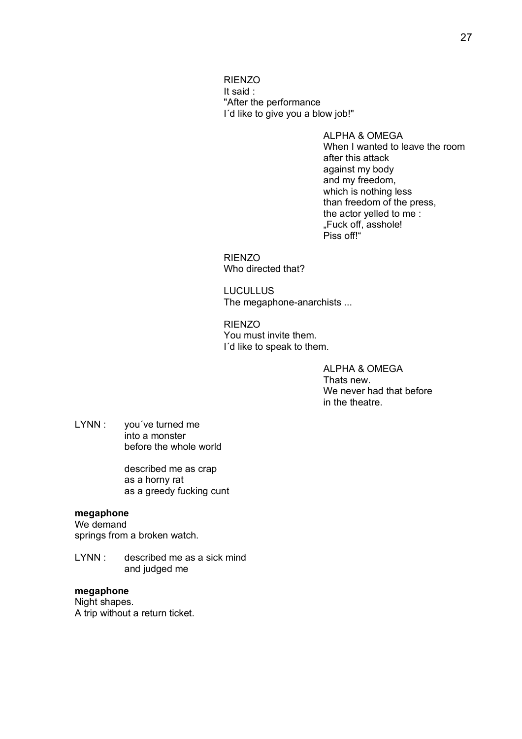RIENZO
It said :
"After the performance
I´d like to give you a blow job!"

ALPHA & OMEGA
When I wanted to leave the room
after this attack
against my body
and my freedom,
which is nothing less
than freedom of the press,
the actor yelled to me :
„Fuck off, asshole!
Piss off!"

RIENZO
Who directed that?

LUCULLUS
The megaphone-anarchists ...

RIENZO
You must invite them.
I´d like to speak to them.

ALPHA & OMEGA
Thats new.
We never had that before
in the theatre.

LYNN : you´ve turned me
into a monster
before the whole world

described me as crap
as a horny rat
as a greedy fucking cunt

**megaphone**
We demand
springs from a broken watch.

LYNN : described me as a sick mind
and judged me

**megaphone**
Night shapes.
A trip without a return ticket.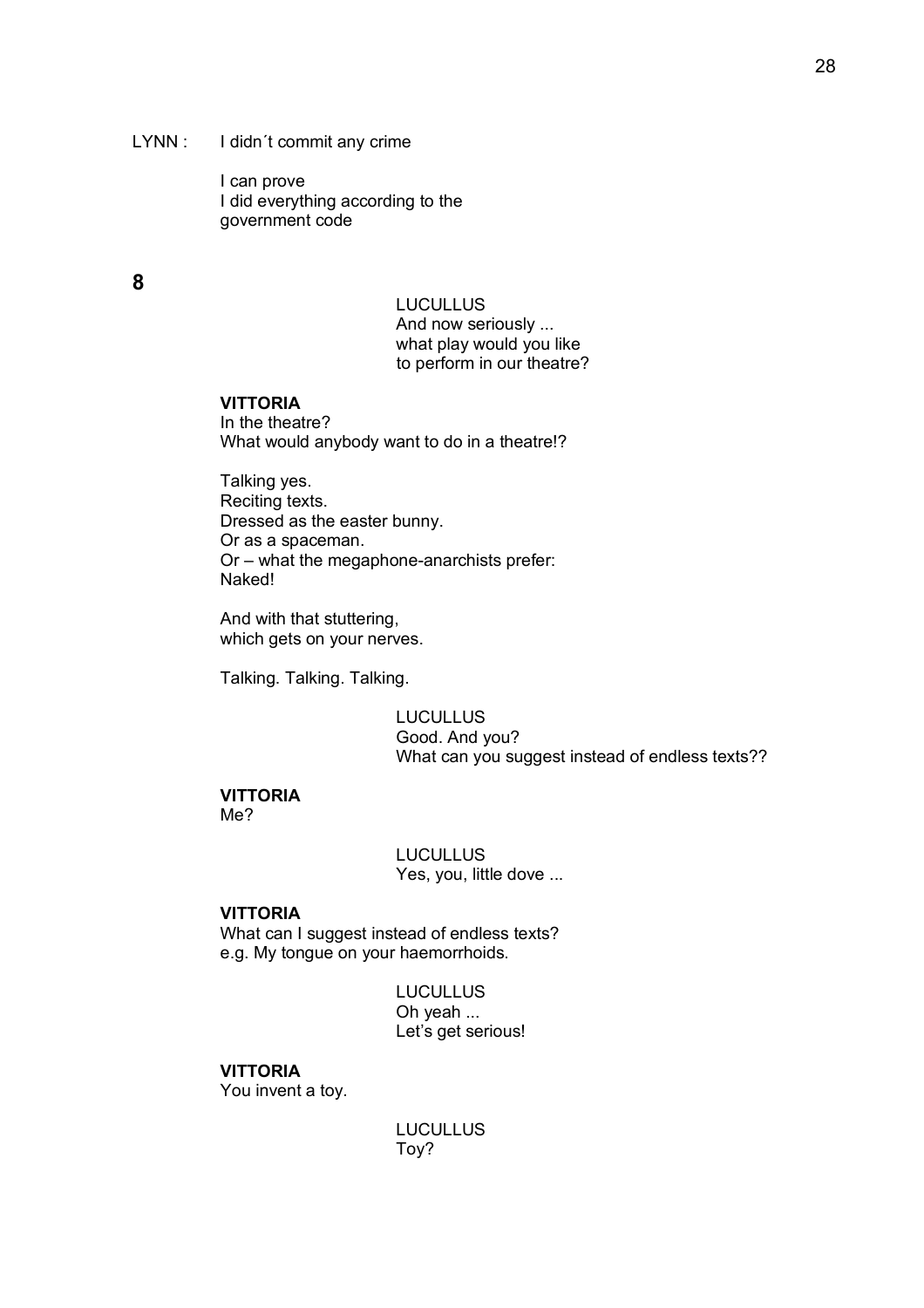LYNN : I didn´t commit any crime

I can prove
I did everything according to the
government code

**8**

LUCULLUS
And now seriously ...
what play would you like
to perform in our theatre?

**VITTORIA**
In the theatre?
What would anybody want to do in a theatre!?

Talking yes.
Reciting texts.
Dressed as the easter bunny.
Or as a spaceman.
Or – what the megaphone-anarchists prefer:
Naked!

And with that stuttering,
which gets on your nerves.

Talking. Talking. Talking.

LUCULLUS
Good. And you?
What can you suggest instead of endless texts??

**VITTORIA**
Me?

LUCULLUS
Yes, you, little dove ...

**VITTORIA**
What can I suggest instead of endless texts?
e.g. My tongue on your haemorrhoids.

LUCULLUS
Oh yeah ...
Let's get serious!

**VITTORIA**
You invent a toy.

LUCULLUS
Toy?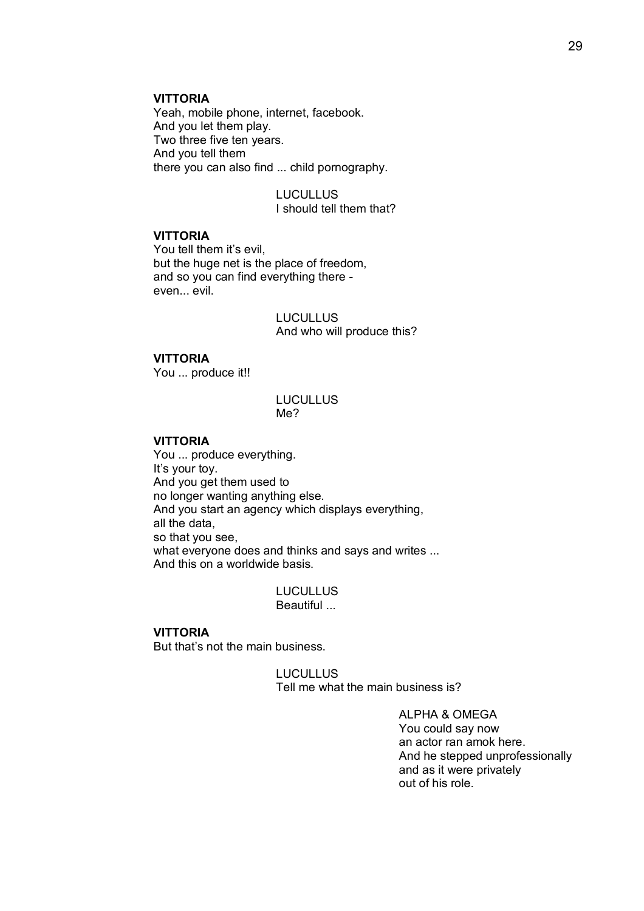**VITTORIA**
Yeah, mobile phone, internet, facebook.
And you let them play.
Two three five ten years.
And you tell them
there you can also find ... child pornography.

LUCULLUS
I should tell them that?

**VITTORIA**
You tell them it's evil,
but the huge net is the place of freedom,
and so you can find everything there -
even... evil.

LUCULLUS
And who will produce this?

**VITTORIA**
You ... produce it!!

LUCULLUS
Me?

**VITTORIA**
You ... produce everything.
It's your toy.
And you get them used to
no longer wanting anything else.
And you start an agency which displays everything,
all the data,
so that you see,
what everyone does and thinks and says and writes ...
And this on a worldwide basis.

LUCULLUS
Beautiful ...

**VITTORIA**
But that's not the main business.

LUCULLUS
Tell me what the main business is?

ALPHA & OMEGA
You could say now
an actor ran amok here.
And he stepped unprofessionally
and as it were privately
out of his role.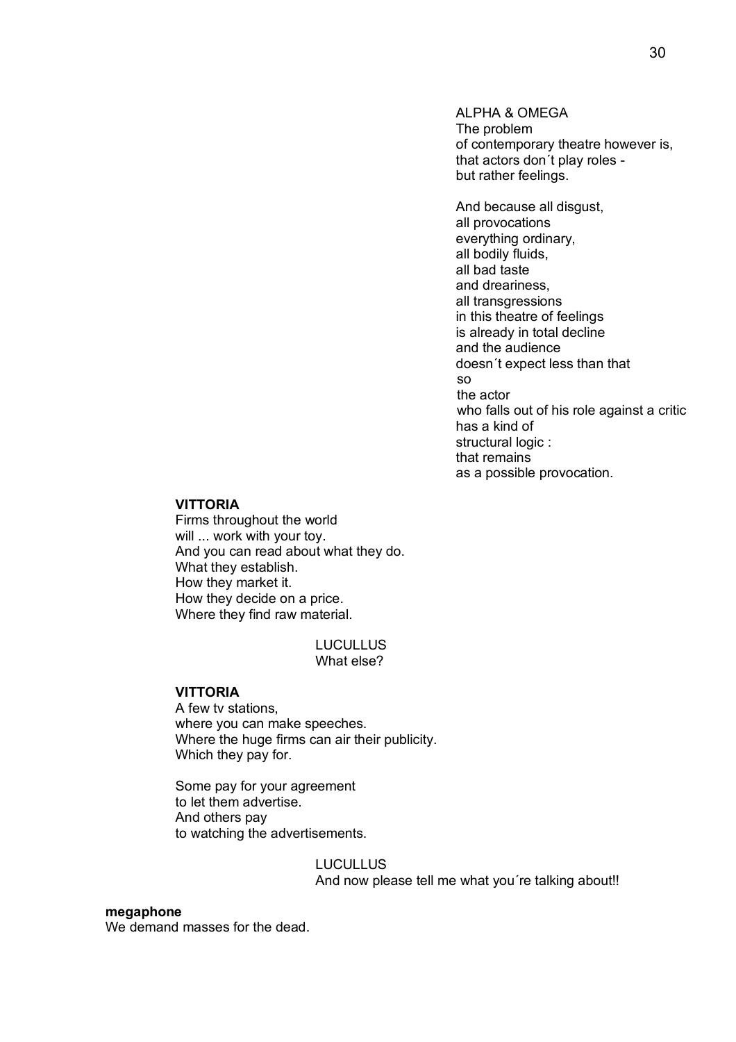ALPHA & OMEGA
The problem
of contemporary theatre however is,
that actors don´t play roles -
but rather feelings.

And because all disgust,
all provocations
everything ordinary,
all bodily fluids,
all bad taste
and dreariness,
all transgressions
in this theatre of feelings
is already in total decline
and the audience
doesn´t expect less than that
so
the actor
who falls out of his role against a critic
has a kind of
structural logic :
that remains
as a possible provocation.

**VITTORIA**
Firms throughout the world
will ... work with your toy.
And you can read about what they do.
What they establish.
How they market it.
How they decide on a price.
Where they find raw material.

LUCULLUS
What else?

**VITTORIA**
A few tv stations,
where you can make speeches.
Where the huge firms can air their publicity.
Which they pay for.

Some pay for your agreement
to let them advertise.
And others pay
to watching the advertisements.

LUCULLUS
And now please tell me what you´re talking about!!

**megaphone**
We demand masses for the dead.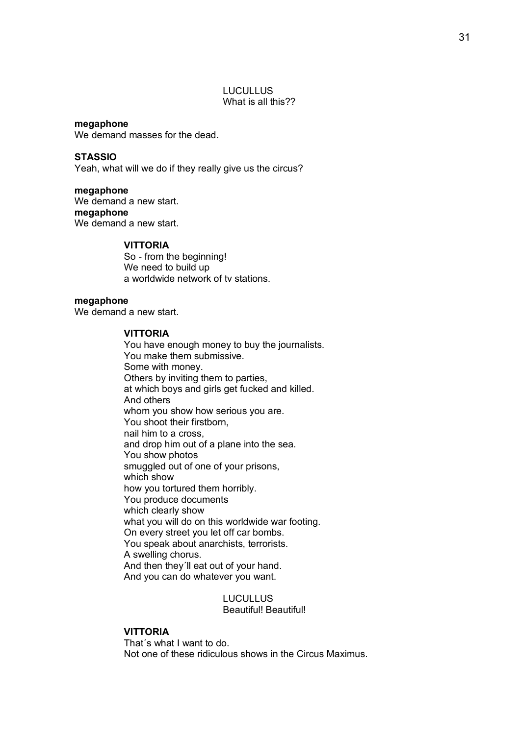LUCULLUS
What is all this??

**megaphone**
We demand masses for the dead.

**STASSIO**
Yeah, what will we do if they really give us the circus?

**megaphone**
We demand a new start.
**megaphone**
We demand a new start.

**VITTORIA**
So - from the beginning!
We need to build up
a worldwide network of tv stations.

**megaphone**
We demand a new start.

**VITTORIA**
You have enough money to buy the journalists.
You make them submissive.
Some with money.
Others by inviting them to parties,
at which boys and girls get fucked and killed.
And others
whom you show how serious you are.
You shoot their firstborn,
nail him to a cross,
and drop him out of a plane into the sea.
You show photos
smuggled out of one of your prisons,
which show
how you tortured them horribly.
You produce documents
which clearly show
what you will do on this worldwide war footing.
On every street you let off car bombs.
You speak about anarchists, terrorists.
A swelling chorus.
And then they´ll eat out of your hand.
And you can do whatever you want.

LUCULLUS
Beautiful! Beautiful!

**VITTORIA**
That´s what I want to do.
Not one of these ridiculous shows in the Circus Maximus.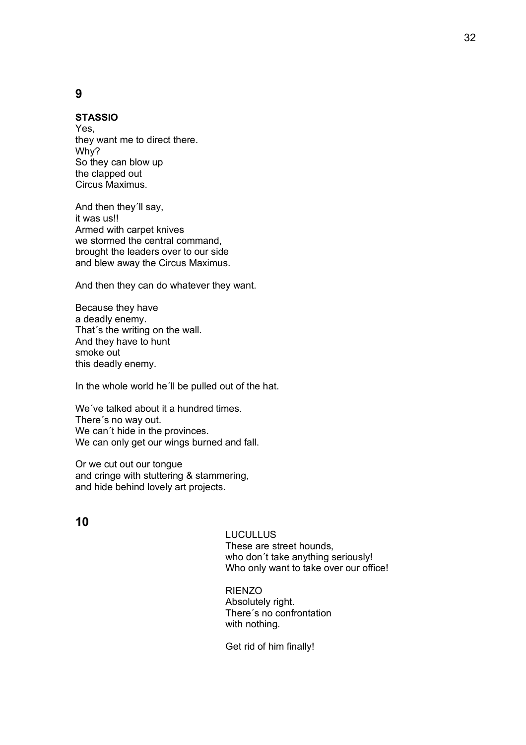## 9

**STASSIO**
Yes,
they want me to direct there.
Why?
So they can blow up
the clapped out
Circus Maximus.

And then they´ll say,
it was us!!
Armed with carpet knives
we stormed the central command,
brought the leaders over to our side
and blew away the Circus Maximus.

And then they can do whatever they want.

Because they have
a deadly enemy.
That´s the writing on the wall.
And they have to hunt
smoke out
this deadly enemy.

In the whole world he´ll be pulled out of the hat.

We´ve talked about it a hundred times.
There´s no way out.
We can´t hide in the provinces.
We can only get our wings burned and fall.

Or we cut out our tongue
and cringe with stuttering & stammering,
and hide behind lovely art projects.

## 10

LUCULLUS
These are street hounds,
who don´t take anything seriously!
Who only want to take over our office!

RIENZO
Absolutely right.
There´s no confrontation
with nothing.

Get rid of him finally!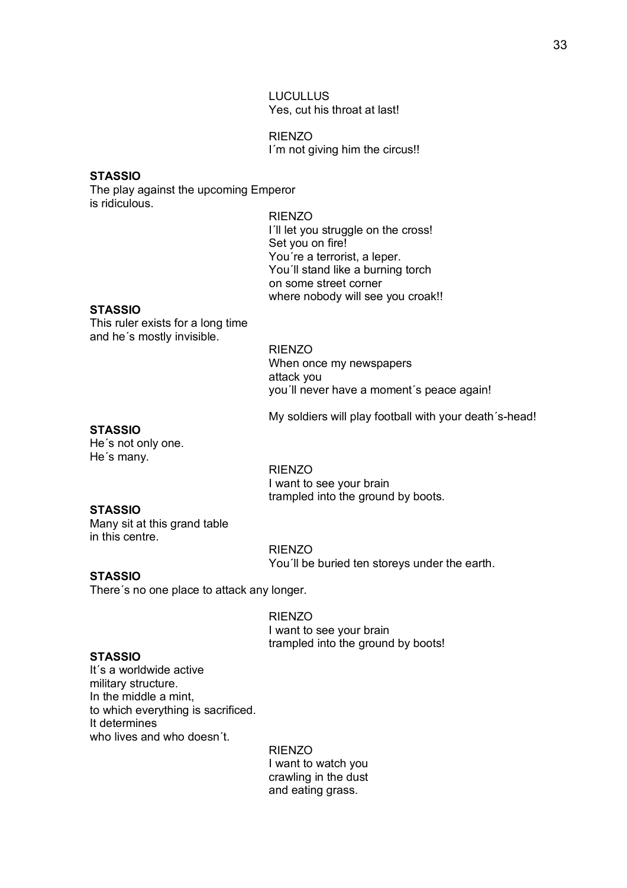LUCULLUS
Yes, cut his throat at last!

RIENZO
I´m not giving him the circus!!

**STASSIO**
The play against the upcoming Emperor
is ridiculous.

RIENZO
I´ll let you struggle on the cross!
Set you on fire!
You´re a terrorist, a leper.
You´ll stand like a burning torch
on some street corner
where nobody will see you croak!!

**STASSIO**
This ruler exists for a long time
and he´s mostly invisible.

RIENZO
When once my newspapers
attack you
you´ll never have a moment´s peace again!

My soldiers will play football with your death´s-head!

**STASSIO**
He´s not only one.
He´s many.

RIENZO
I want to see your brain
trampled into the ground by boots.

**STASSIO**
Many sit at this grand table
in this centre.

RIENZO
You´ll be buried ten storeys under the earth.

**STASSIO**
There´s no one place to attack any longer.

RIENZO
I want to see your brain
trampled into the ground by boots!

**STASSIO**
It´s a worldwide active
military structure.
In the middle a mint,
to which everything is sacrificed.
It determines
who lives and who doesn´t.

RIENZO
I want to watch you
crawling in the dust
and eating grass.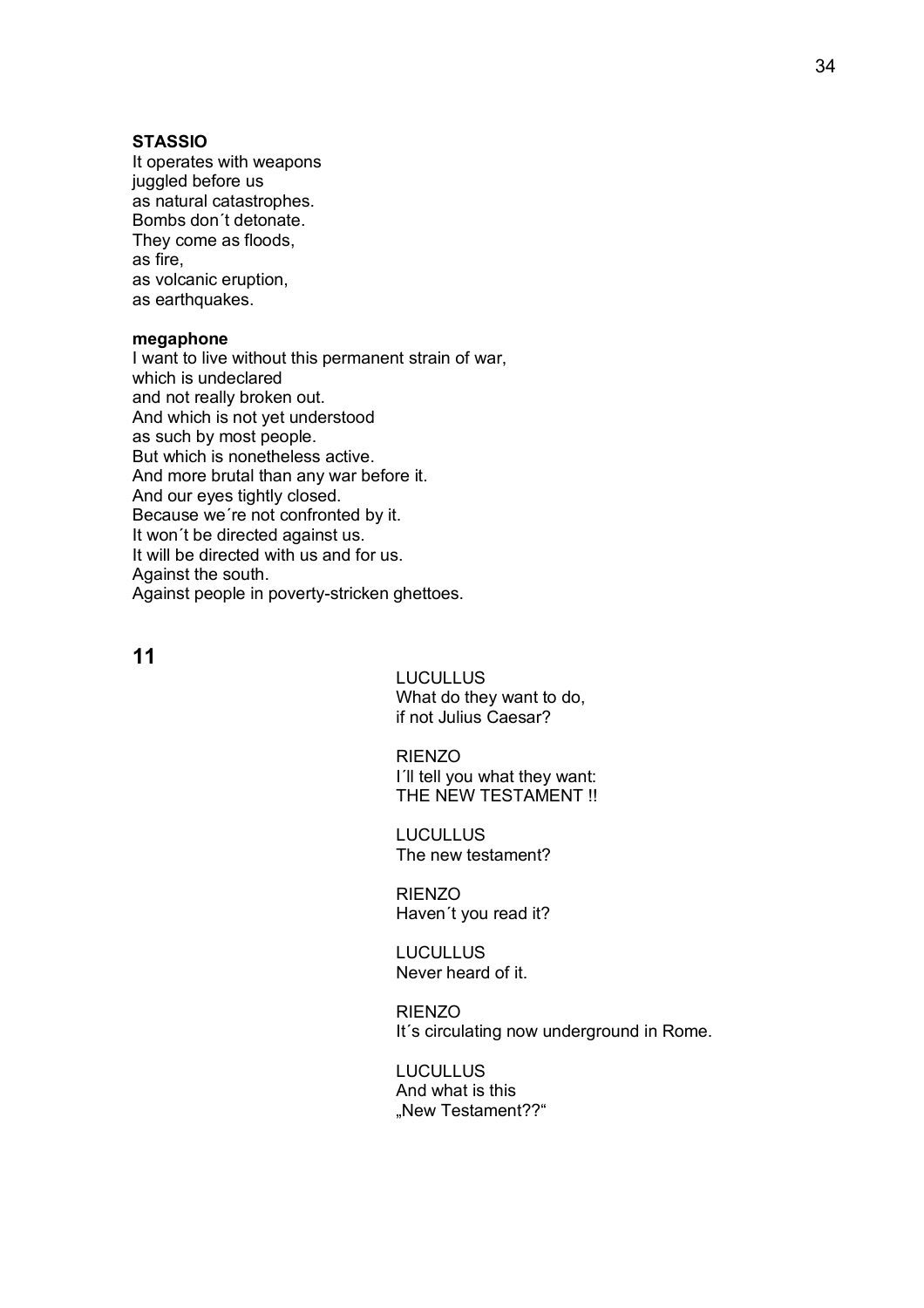**STASSIO**
It operates with weapons
juggled before us
as natural catastrophes.
Bombs don´t detonate.
They come as floods,
as fire,
as volcanic eruption,
as earthquakes.

**megaphone**
I want to live without this permanent strain of war,
which is undeclared
and not really broken out.
And which is not yet understood
as such by most people.
But which is nonetheless active.
And more brutal than any war before it.
And our eyes tightly closed.
Because we´re not confronted by it.
It won´t be directed against us.
It will be directed with us and for us.
Against the south.
Against people in poverty-stricken ghettoes.

## 11

LUCULLUS
What do they want to do,
if not Julius Caesar?

RIENZO
I´ll tell you what they want:
THE NEW TESTAMENT !!

LUCULLUS
The new testament?

RIENZO
Haven´t you read it?

LUCULLUS
Never heard of it.

RIENZO
It´s circulating now underground in Rome.

LUCULLUS
And what is this
„New Testament??“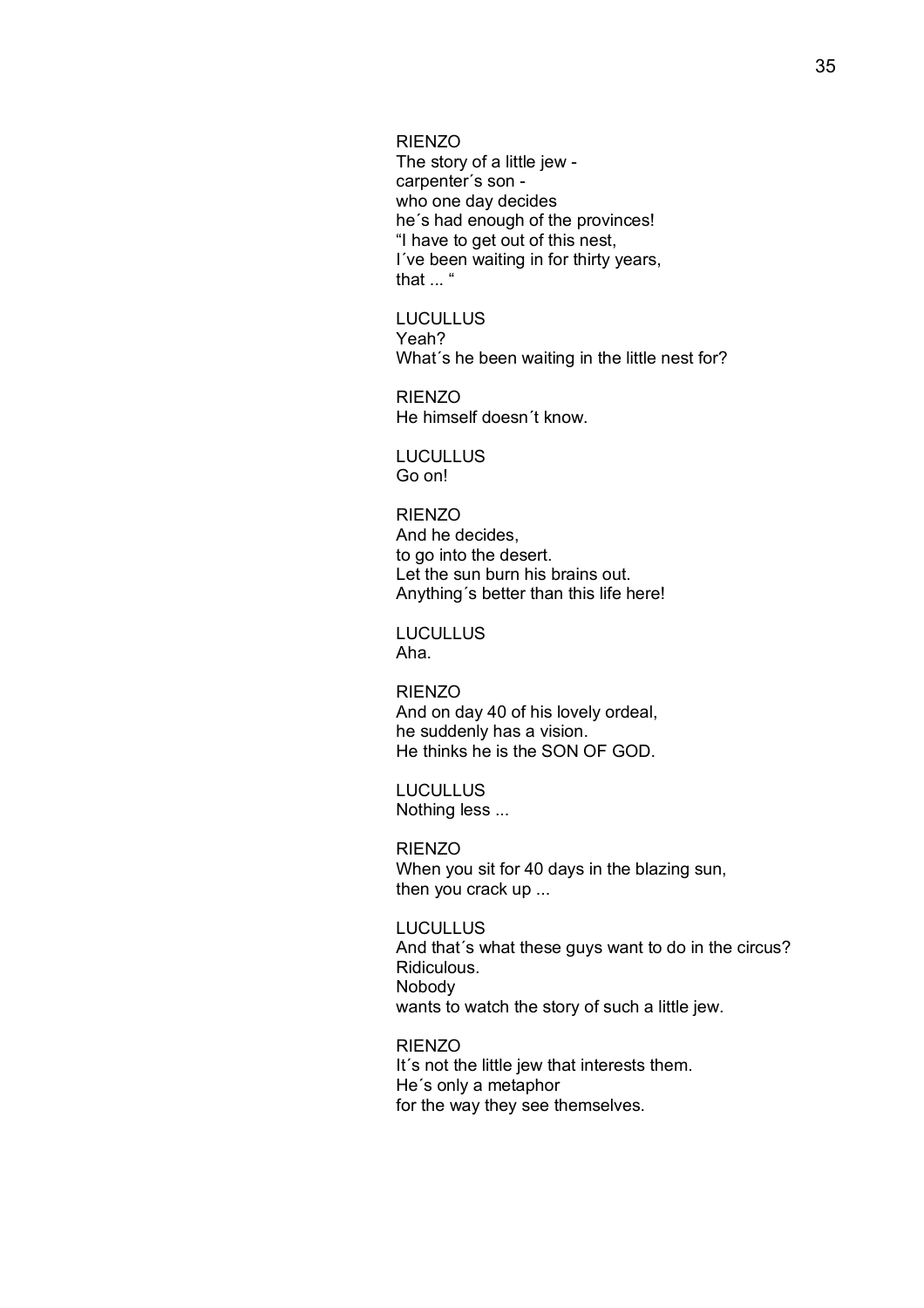RIENZO
The story of a little jew -
carpenter´s son -
who one day decides
he´s had enough of the provinces!
“I have to get out of this nest,
I´ve been waiting in for thirty years,
that ... “

LUCULLUS
Yeah?
What´s he been waiting in the little nest for?

RIENZO
He himself doesn´t know.

LUCULLUS
Go on!

RIENZO
And he decides,
to go into the desert.
Let the sun burn his brains out.
Anything´s better than this life here!

LUCULLUS
Aha.

RIENZO
And on day 40 of his lovely ordeal,
he suddenly has a vision.
He thinks he is the SON OF GOD.

LUCULLUS
Nothing less ...

RIENZO
When you sit for 40 days in the blazing sun,
then you crack up ...

LUCULLUS
And that´s what these guys want to do in the circus?
Ridiculous.
Nobody
wants to watch the story of such a little jew.

RIENZO
It´s not the little jew that interests them.
He´s only a metaphor
for the way they see themselves.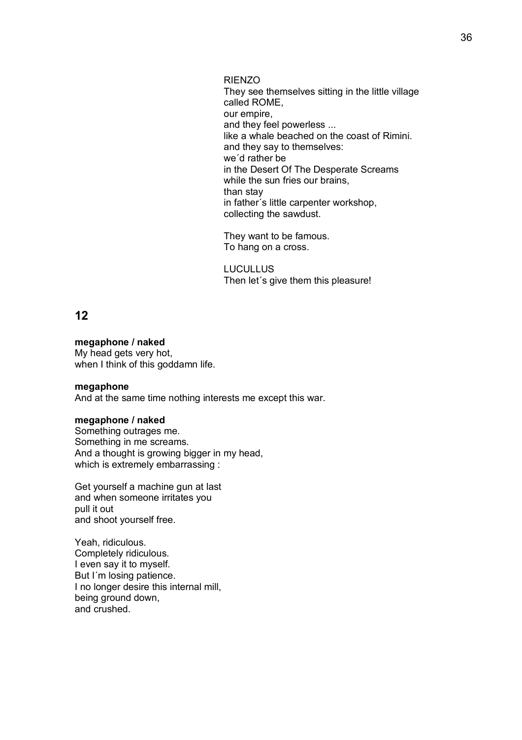RIENZO
They see themselves sitting in the little village
called ROME,
our empire,
and they feel powerless ...
like a whale beached on the coast of Rimini.
and they say to themselves:
we´d rather be
in the Desert Of The Desperate Screams
while the sun fries our brains,
than stay
in father´s little carpenter workshop,
collecting the sawdust.

They want to be famous.
To hang on a cross.

LUCULLUS
Then let´s give them this pleasure!

## 12

**megaphone / naked**
My head gets very hot,
when I think of this goddamn life.

**megaphone**
And at the same time nothing interests me except this war.

**megaphone / naked**
Something outrages me.
Something in me screams.
And a thought is growing bigger in my head,
which is extremely embarrassing :

Get yourself a machine gun at last
and when someone irritates you
pull it out
and shoot yourself free.

Yeah, ridiculous.
Completely ridiculous.
I even say it to myself.
But I´m losing patience.
I no longer desire this internal mill,
being ground down,
and crushed.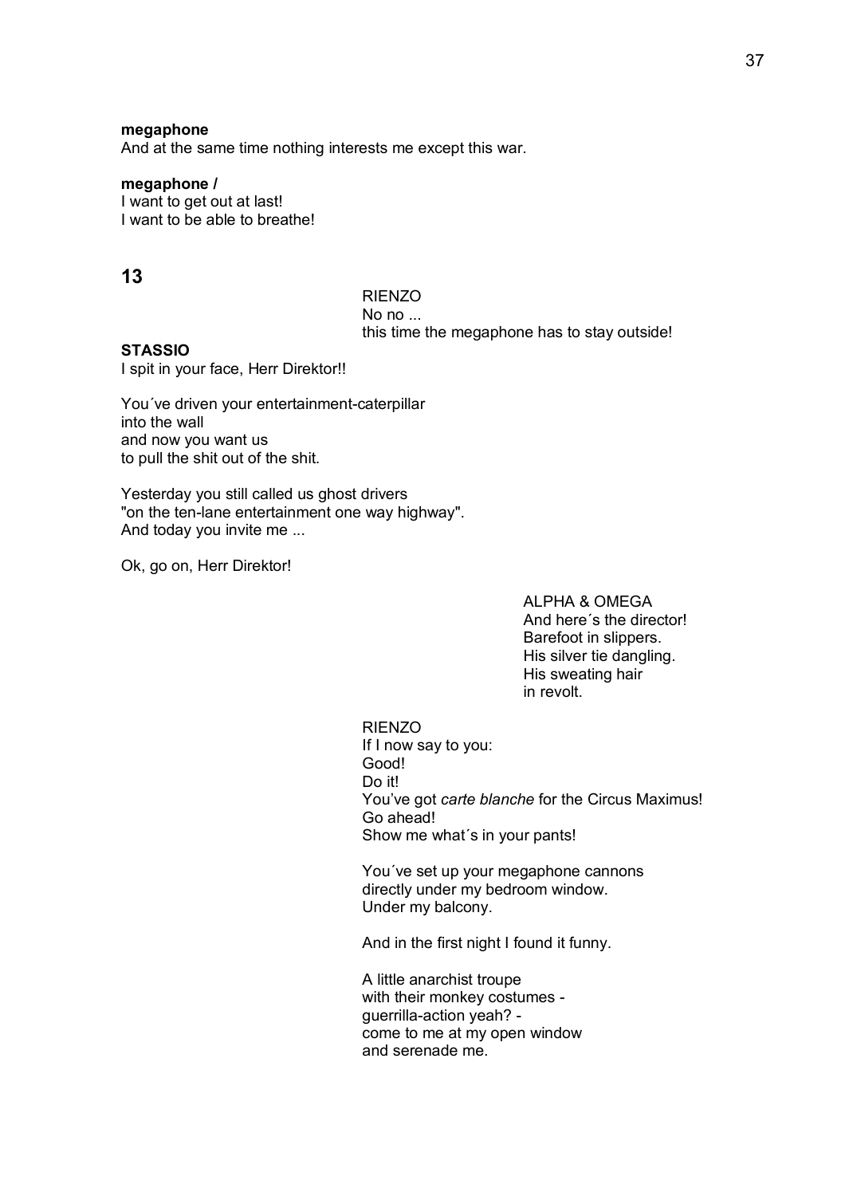**megaphone**
And at the same time nothing interests me except this war.

**megaphone /**
I want to get out at last!
I want to be able to breathe!

## 13

RIENZO
No no ...
this time the megaphone has to stay outside!

**STASSIO**
I spit in your face, Herr Direktor!!

You´ve driven your entertainment-caterpillar
into the wall
and now you want us
to pull the shit out of the shit.

Yesterday you still called us ghost drivers
"on the ten-lane entertainment one way highway".
And today you invite me ...

Ok, go on, Herr Direktor!

ALPHA & OMEGA
And here´s the director!
Barefoot in slippers.
His silver tie dangling.
His sweating hair
in revolt.

RIENZO
If I now say to you:
Good!
Do it!
You've got *carte blanche* for the Circus Maximus!
Go ahead!
Show me what´s in your pants!

You´ve set up your megaphone cannons
directly under my bedroom window.
Under my balcony.

And in the first night I found it funny.

A little anarchist troupe
with their monkey costumes -
guerrilla-action yeah? -
come to me at my open window
and serenade me.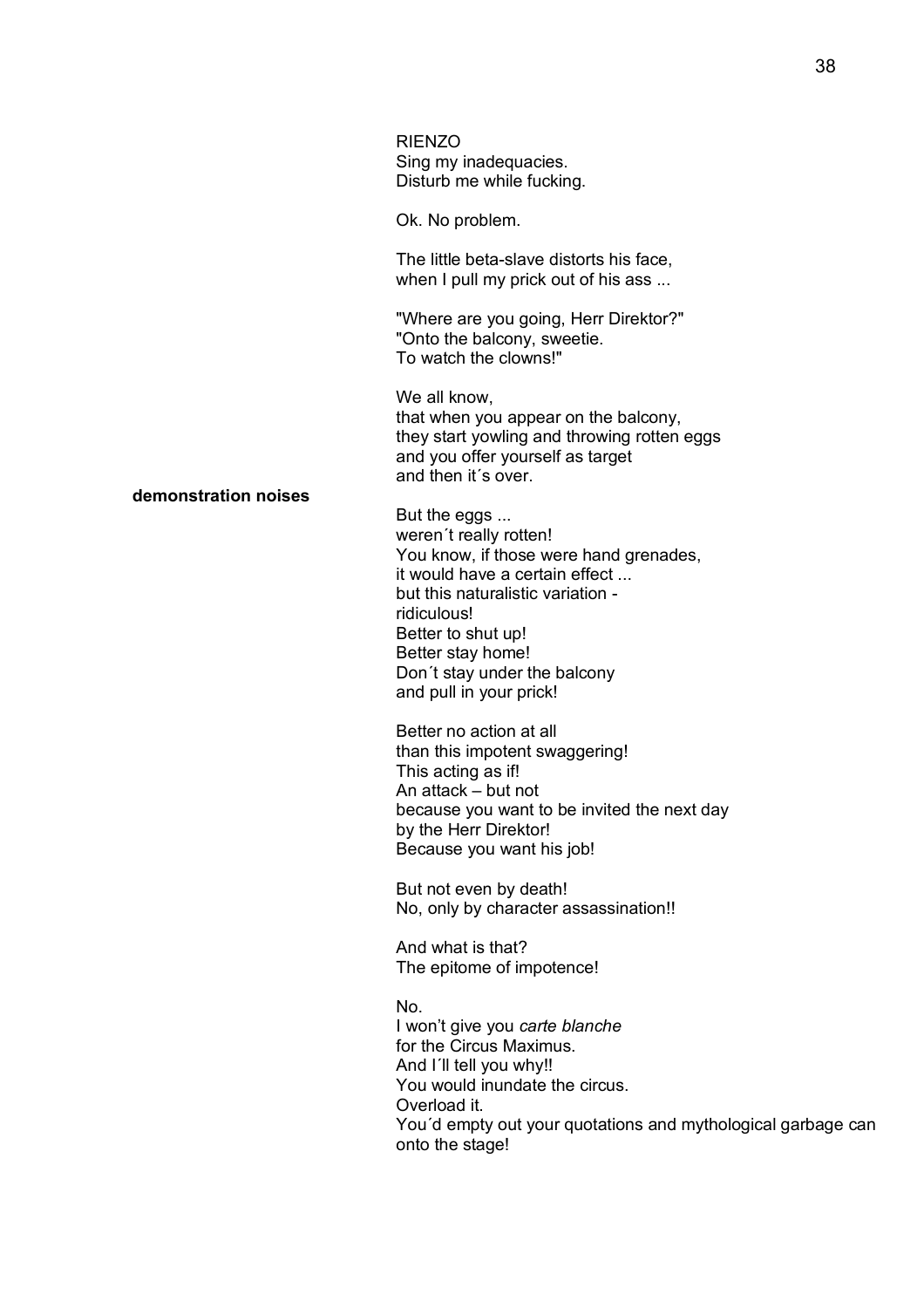RIENZO
Sing my inadequacies.
Disturb me while fucking.

Ok. No problem.

The little beta-slave distorts his face,
when I pull my prick out of his ass ...

"Where are you going, Herr Direktor?"
"Onto the balcony, sweetie.
To watch the clowns!"

We all know,
that when you appear on the balcony,
they start yowling and throwing rotten eggs
and you offer yourself as target
and then it´s over.

**demonstration noises**

But the eggs ...
weren´t really rotten!
You know, if those were hand grenades,
it would have a certain effect ...
but this naturalistic variation -
ridiculous!
Better to shut up!
Better stay home!
Don´t stay under the balcony
and pull in your prick!

Better no action at all
than this impotent swaggering!
This acting as if!
An attack – but not
because you want to be invited the next day
by the Herr Direktor!
Because you want his job!

But not even by death!
No, only by character assassination!!

And what is that?
The epitome of impotence!

No.
I won't give you *carte blanche*
for the Circus Maximus.
And I´ll tell you why!!
You would inundate the circus.
Overload it.
You´d empty out your quotations and mythological garbage can
onto the stage!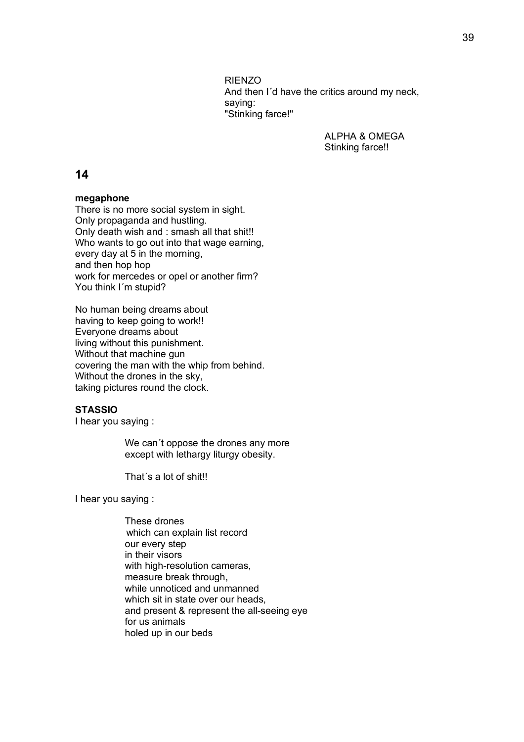RIENZO
And then I´d have the critics around my neck,
saying:
"Stinking farce!"

ALPHA & OMEGA
Stinking farce!!

## 14

**megaphone**
There is no more social system in sight.
Only propaganda and hustling.
Only death wish and : smash all that shit!!
Who wants to go out into that wage earning,
every day at 5 in the morning,
and then hop hop
work for mercedes or opel or another firm?
You think I´m stupid?

No human being dreams about
having to keep going to work!!
Everyone dreams about
living without this punishment.
Without that machine gun
covering the man with the whip from behind.
Without the drones in the sky,
taking pictures round the clock.

**STASSIO**
I hear you saying :

> We can´t oppose the drones any more
> except with lethargy liturgy obesity.
>
> That´s a lot of shit!!

I hear you saying :

> These drones
> which can explain list record
> our every step
> in their visors
> with high-resolution cameras,
> measure break through,
> while unnoticed and unmanned
> which sit in state over our heads,
> and present & represent the all-seeing eye
> for us animals
> holed up in our beds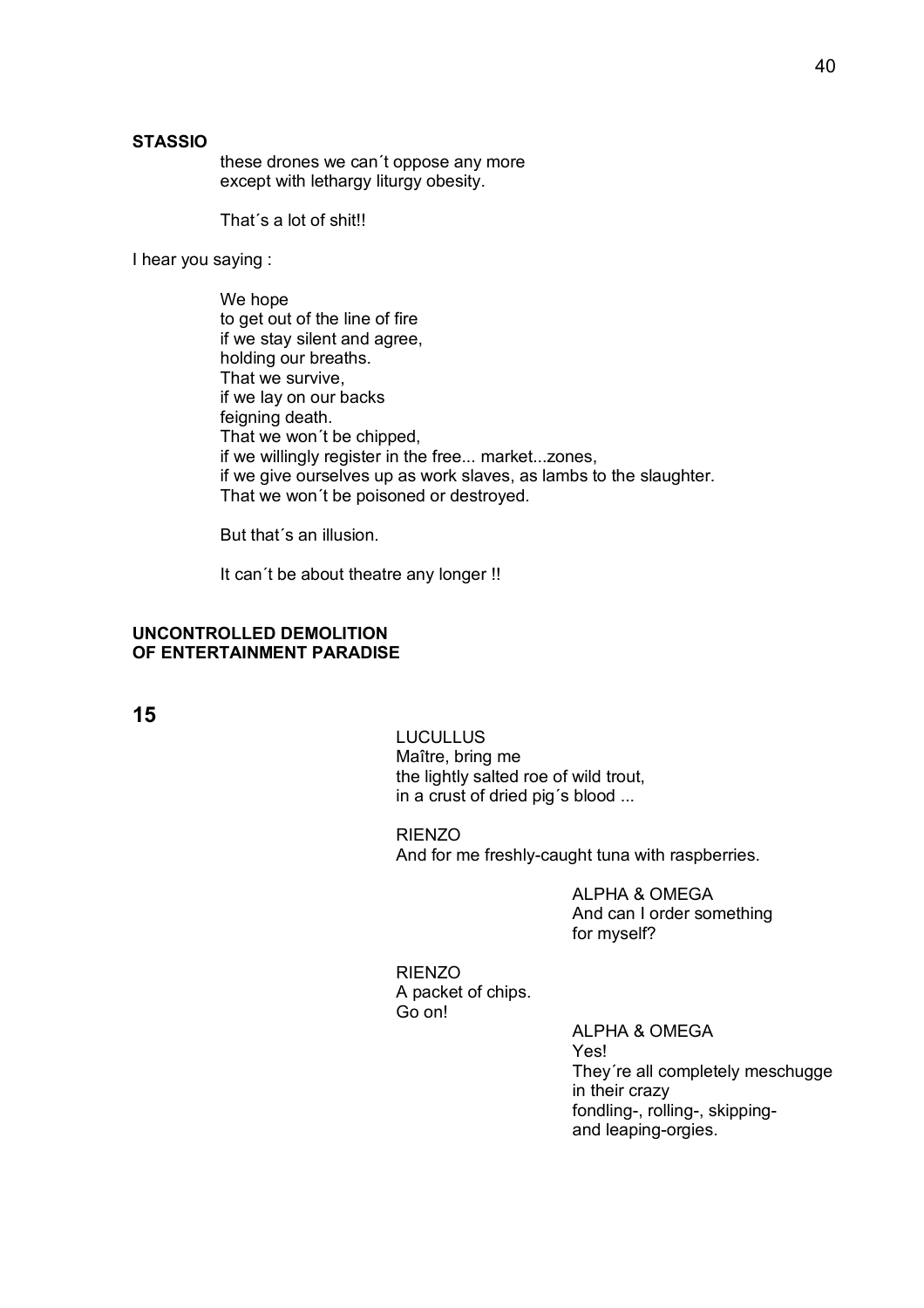**STASSIO**

these drones we can´t oppose any more
except with lethargy liturgy obesity.

That´s a lot of shit!!

I hear you saying :

We hope
to get out of the line of fire
if we stay silent and agree,
holding our breaths.
That we survive,
if we lay on our backs
feigning death.
That we won´t be chipped,
if we willingly register in the free... market...zones,
if we give ourselves up as work slaves, as lambs to the slaughter.
That we won´t be poisoned or destroyed.

But that´s an illusion.

It can´t be about theatre any longer !!

**UNCONTROLLED DEMOLITION
OF ENTERTAINMENT PARADISE**

**15**

LUCULLUS
Maître, bring me
the lightly salted roe of wild trout,
in a crust of dried pig´s blood ...

RIENZO
And for me freshly-caught tuna with raspberries.

ALPHA & OMEGA
And can I order something
for myself?

RIENZO
A packet of chips.
Go on!

ALPHA & OMEGA
Yes!
They´re all completely meschugge
in their crazy
fondling-, rolling-, skipping-
and leaping-orgies.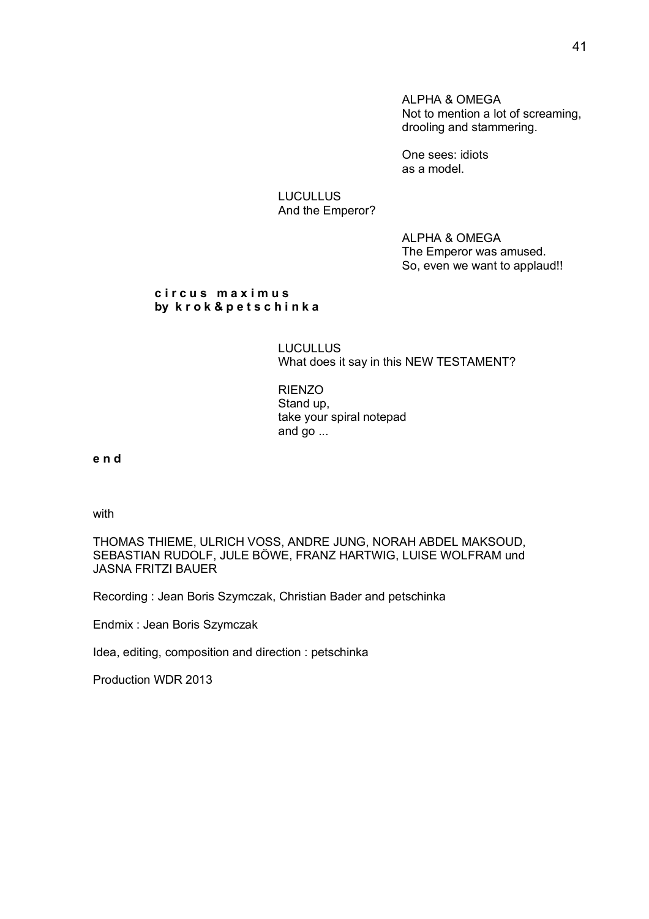ALPHA & OMEGA
Not to mention a lot of screaming,
drooling and stammering.

One sees: idiots
as a model.

LUCULLUS
And the Emperor?

ALPHA & OMEGA
The Emperor was amused.
So, even we want to applaud!!

**c i r c u s   m a x i m u s**
**by k r o k & p e t s c h i n k a**

LUCULLUS
What does it say in this NEW TESTAMENT?

RIENZO
Stand up,
take your spiral notepad
and go ...

**e n d**

with

THOMAS THIEME, ULRICH VOSS, ANDRE JUNG, NORAH ABDEL MAKSOUD, SEBASTIAN RUDOLF, JULE BÖWE, FRANZ HARTWIG, LUISE WOLFRAM und JASNA FRITZI BAUER

Recording : Jean Boris Szymczak, Christian Bader and petschinka

Endmix : Jean Boris Szymczak

Idea, editing, composition and direction : petschinka

Production WDR 2013